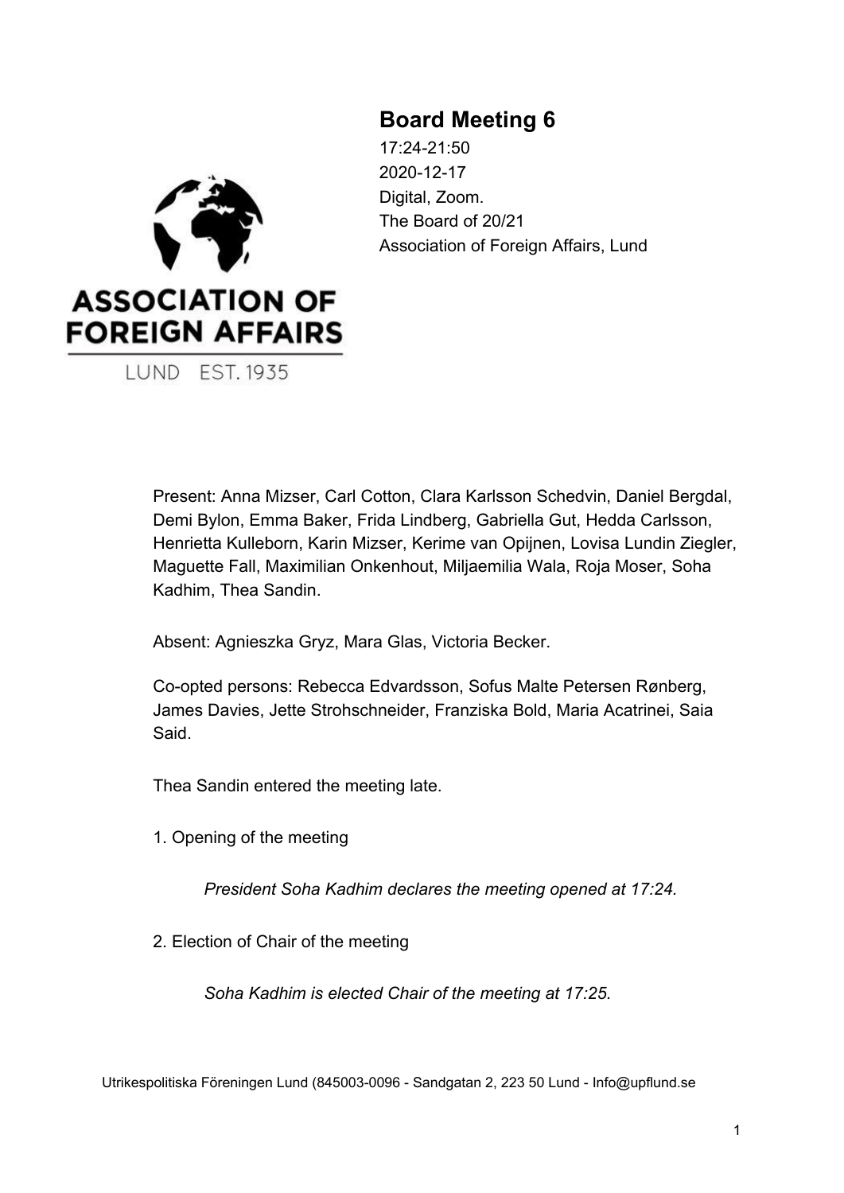# Board Meeting 6

17:24-21:50
2020-12-17
Digital, Zoom.
The Board of 20/21
Association of Foreign Affairs, Lund

Present: Anna Mizser, Carl Cotton, Clara Karlsson Schedvin, Daniel Bergdal, Demi Bylon, Emma Baker, Frida Lindberg, Gabriella Gut, Hedda Carlsson, Henrietta Kulleborn, Karin Mizser, Kerime van Opijnen, Lovisa Lundin Ziegler, Maguette Fall, Maximilian Onkenhout, Miljaemilia Wala, Roja Moser, Soha Kadhim, Thea Sandin.

Absent: Agnieszka Gryz, Mara Glas, Victoria Becker.

Co-opted persons: Rebecca Edvardsson, Sofus Malte Petersen Rønberg, James Davies, Jette Strohschneider, Franziska Bold, Maria Acatrinei, Saia Said.

Thea Sandin entered the meeting late.

1. Opening of the meeting

*President Soha Kadhim declares the meeting opened at 17:24.*

2. Election of Chair of the meeting

*Soha Kadhim is elected Chair of the meeting at 17:25.*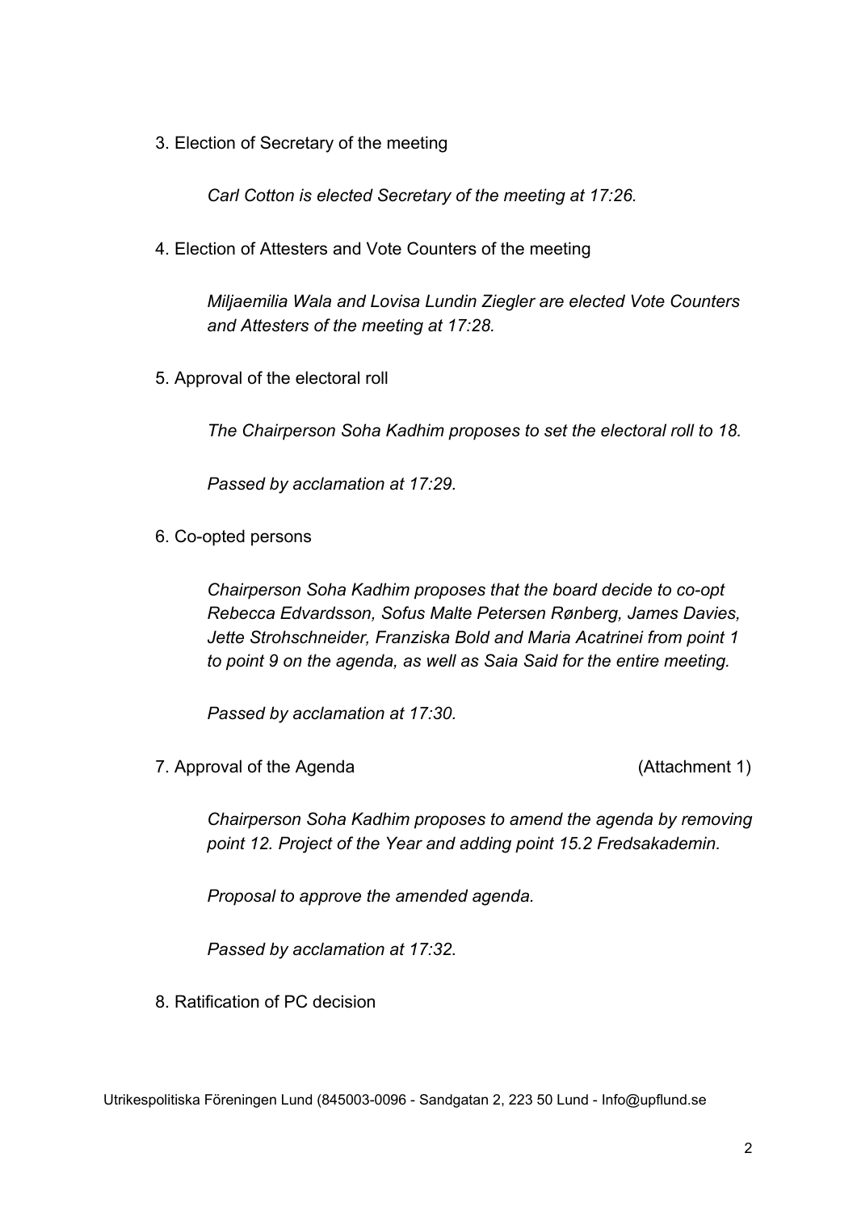3. Election of Secretary of the meeting

    *Carl Cotton is elected Secretary of the meeting at 17:26.*

4. Election of Attesters and Vote Counters of the meeting

    *Miljaemilia Wala and Lovisa Lundin Ziegler are elected Vote Counters and Attesters of the meeting at 17:28.*

5. Approval of the electoral roll

    *The Chairperson Soha Kadhim proposes to set the electoral roll to 18.*

    *Passed by acclamation at 17:29.*

6. Co-opted persons

    *Chairperson Soha Kadhim proposes that the board decide to co-opt Rebecca Edvardsson, Sofus Malte Petersen Rønberg, James Davies, Jette Strohschneider, Franziska Bold and Maria Acatrinei from point 1 to point 9 on the agenda, as well as Saia Said for the entire meeting.*

    *Passed by acclamation at 17:30.*

7. Approval of the Agenda (Attachment 1)

    *Chairperson Soha Kadhim proposes to amend the agenda by removing point 12. Project of the Year and adding point 15.2 Fredsakademin.*

    *Proposal to approve the amended agenda.*

    *Passed by acclamation at 17:32.*

8. Ratification of PC decision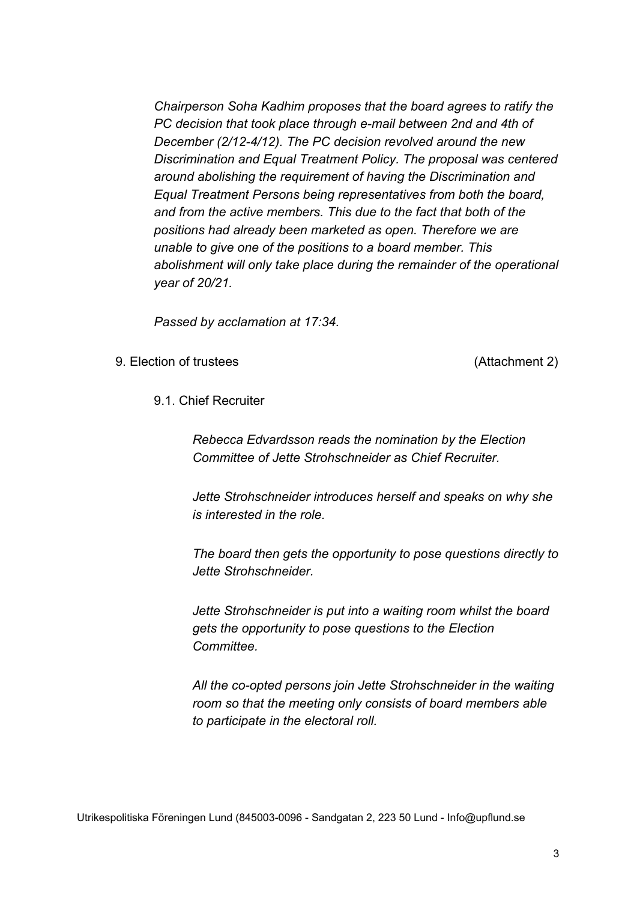*Chairperson Soha Kadhim proposes that the board agrees to ratify the PC decision that took place through e-mail between 2nd and 4th of December (2/12-4/12). The PC decision revolved around the new Discrimination and Equal Treatment Policy. The proposal was centered around abolishing the requirement of having the Discrimination and Equal Treatment Persons being representatives from both the board, and from the active members. This due to the fact that both of the positions had already been marketed as open. Therefore we are unable to give one of the positions to a board member. This abolishment will only take place during the remainder of the operational year of 20/21.*

*Passed by acclamation at 17:34.*

9. Election of trustees (Attachment 2)

9.1. Chief Recruiter

*Rebecca Edvardsson reads the nomination by the Election Committee of Jette Strohschneider as Chief Recruiter.*

*Jette Strohschneider introduces herself and speaks on why she is interested in the role.*

*The board then gets the opportunity to pose questions directly to Jette Strohschneider.*

*Jette Strohschneider is put into a waiting room whilst the board gets the opportunity to pose questions to the Election Committee.*

*All the co-opted persons join Jette Strohschneider in the waiting room so that the meeting only consists of board members able to participate in the electoral roll.*

Utrikespolitiska Föreningen Lund (845003-0096 - Sandgatan 2, 223 50 Lund - Info@upflund.se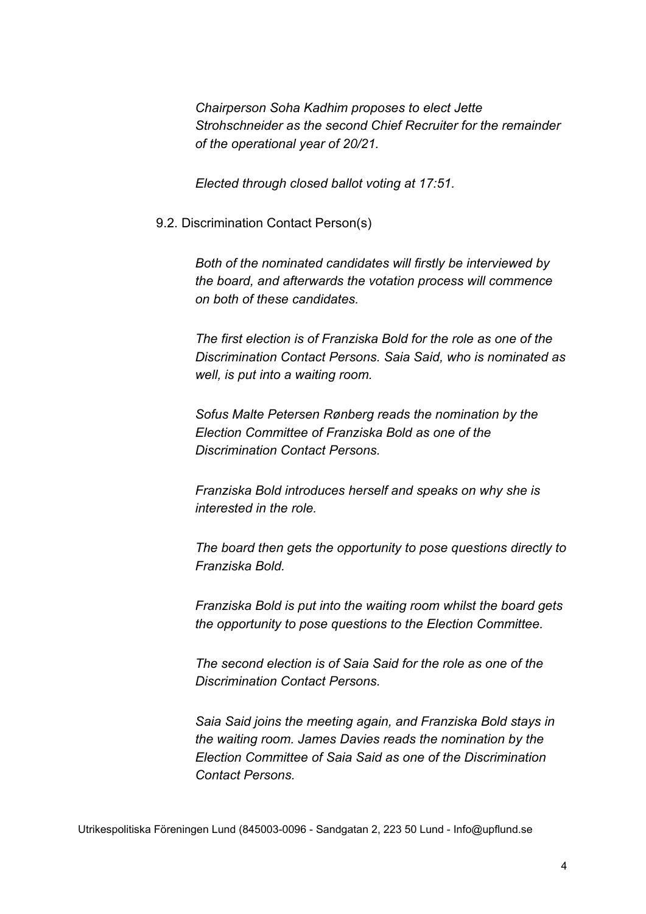*Chairperson Soha Kadhim proposes to elect Jette Strohschneider as the second Chief Recruiter for the remainder of the operational year of 20/21.*

*Elected through closed ballot voting at 17:51.*

9.2. Discrimination Contact Person(s)

*Both of the nominated candidates will firstly be interviewed by the board, and afterwards the votation process will commence on both of these candidates.*

*The first election is of Franziska Bold for the role as one of the Discrimination Contact Persons. Saia Said, who is nominated as well, is put into a waiting room.*

*Sofus Malte Petersen Rønberg reads the nomination by the Election Committee of Franziska Bold as one of the Discrimination Contact Persons.*

*Franziska Bold introduces herself and speaks on why she is interested in the role.*

*The board then gets the opportunity to pose questions directly to Franziska Bold.*

*Franziska Bold is put into the waiting room whilst the board gets the opportunity to pose questions to the Election Committee.*

*The second election is of Saia Said for the role as one of the Discrimination Contact Persons.*

*Saia Said joins the meeting again, and Franziska Bold stays in the waiting room. James Davies reads the nomination by the Election Committee of Saia Said as one of the Discrimination Contact Persons.*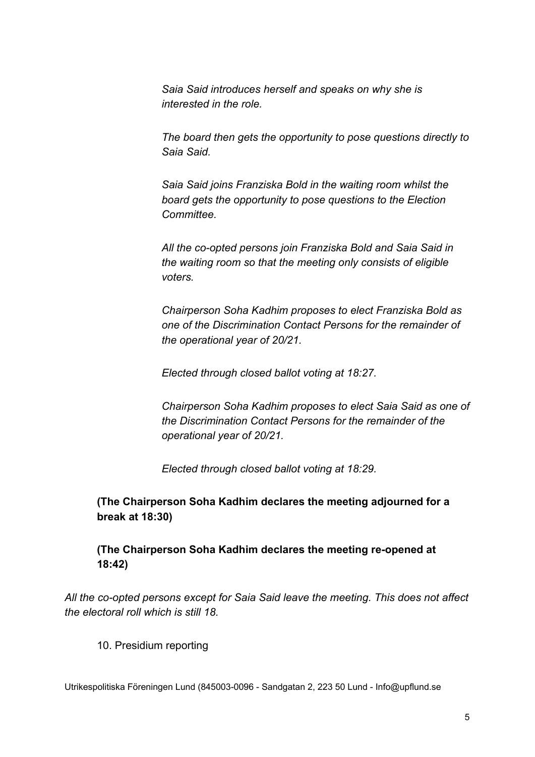*Saia Said introduces herself and speaks on why she is interested in the role.*

*The board then gets the opportunity to pose questions directly to Saia Said.*

*Saia Said joins Franziska Bold in the waiting room whilst the board gets the opportunity to pose questions to the Election Committee.*

*All the co-opted persons join Franziska Bold and Saia Said in the waiting room so that the meeting only consists of eligible voters.*

*Chairperson Soha Kadhim proposes to elect Franziska Bold as one of the Discrimination Contact Persons for the remainder of the operational year of 20/21.*

*Elected through closed ballot voting at 18:27.*

*Chairperson Soha Kadhim proposes to elect Saia Said as one of the Discrimination Contact Persons for the remainder of the operational year of 20/21.*

*Elected through closed ballot voting at 18:29.*

**(The Chairperson Soha Kadhim declares the meeting adjourned for a break at 18:30)**

**(The Chairperson Soha Kadhim declares the meeting re-opened at 18:42)**

*All the co-opted persons except for Saia Said leave the meeting. This does not affect the electoral roll which is still 18.*

10. Presidium reporting

Utrikespolitiska Föreningen Lund (845003-0096 - Sandgatan 2, 223 50 Lund - Info@upflund.se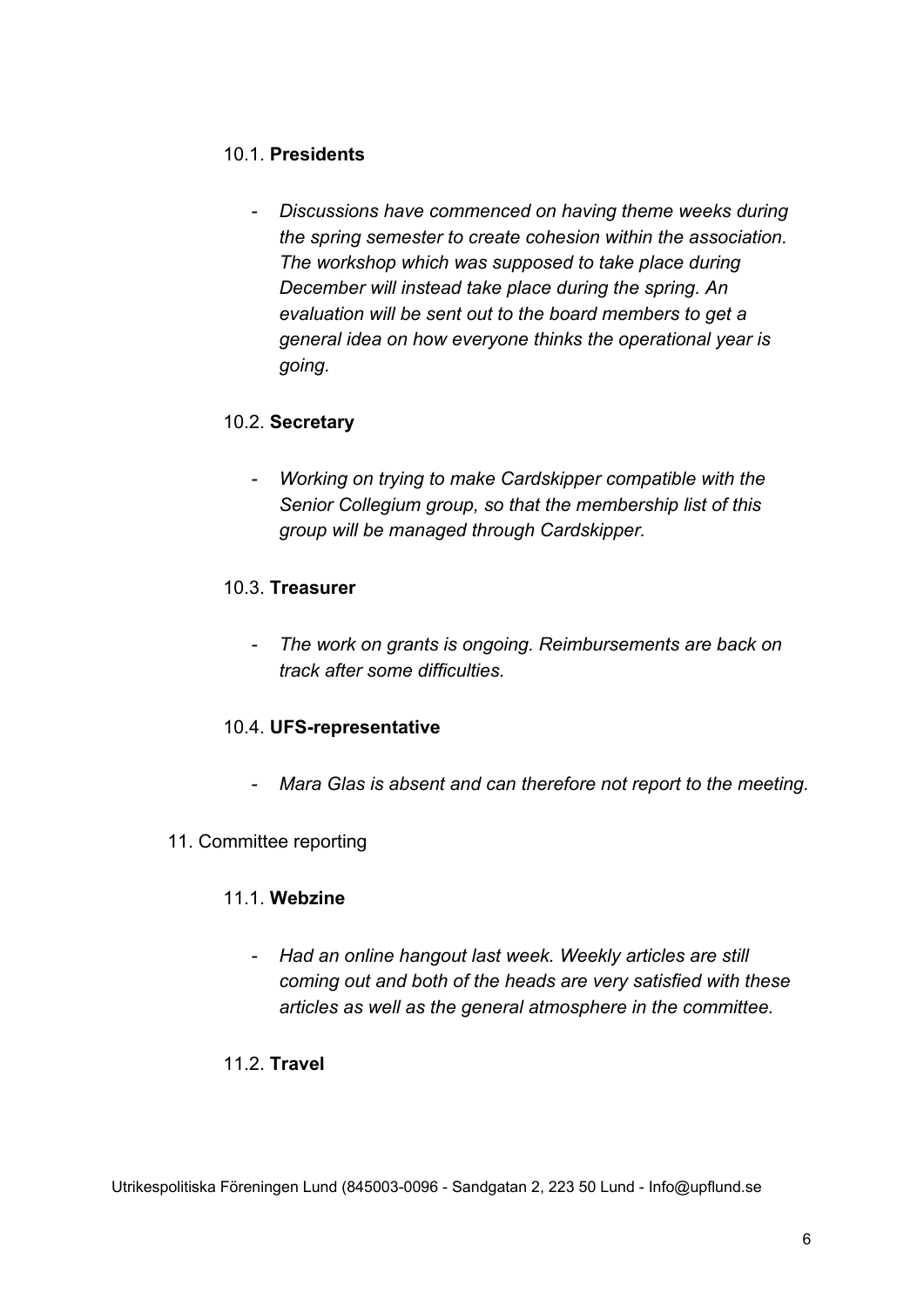10.1. **Presidents**

- *Discussions have commenced on having theme weeks during the spring semester to create cohesion within the association. The workshop which was supposed to take place during December will instead take place during the spring. An evaluation will be sent out to the board members to get a general idea on how everyone thinks the operational year is going.*

10.2. **Secretary**

- *Working on trying to make Cardskipper compatible with the Senior Collegium group, so that the membership list of this group will be managed through Cardskipper.*

10.3. **Treasurer**

- *The work on grants is ongoing. Reimbursements are back on track after some difficulties.*

10.4. **UFS-representative**

- *Mara Glas is absent and can therefore not report to the meeting.*

11. Committee reporting

11.1. **Webzine**

- *Had an online hangout last week. Weekly articles are still coming out and both of the heads are very satisfied with these articles as well as the general atmosphere in the committee.*

11.2. **Travel**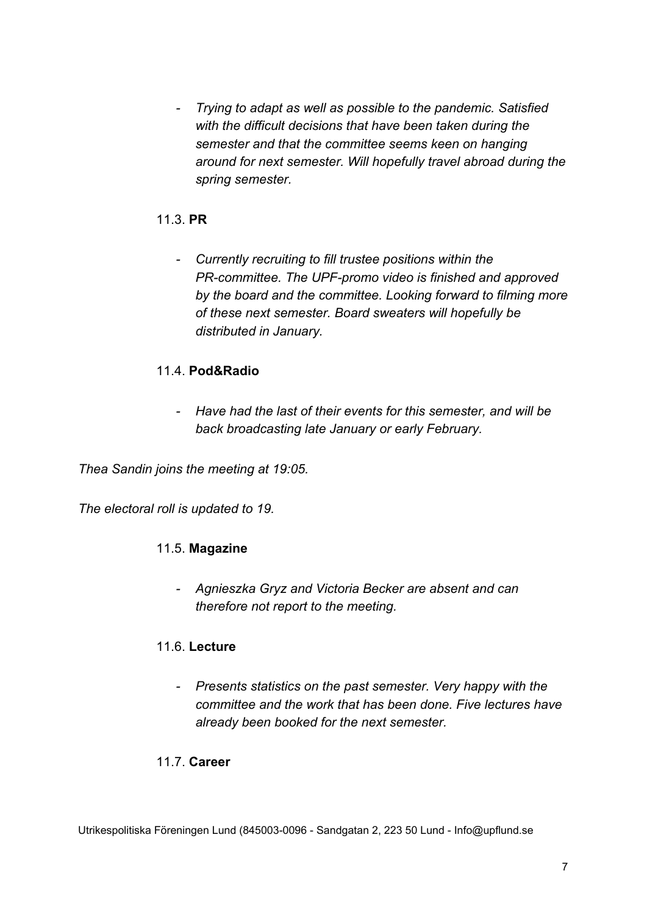- *Trying to adapt as well as possible to the pandemic. Satisfied with the difficult decisions that have been taken during the semester and that the committee seems keen on hanging around for next semester. Will hopefully travel abroad during the spring semester.*

11.3. **PR**

- *Currently recruiting to fill trustee positions within the PR-committee. The UPF-promo video is finished and approved by the board and the committee. Looking forward to filming more of these next semester. Board sweaters will hopefully be distributed in January.*

11.4. **Pod&Radio**

- *Have had the last of their events for this semester, and will be back broadcasting late January or early February.*

*Thea Sandin joins the meeting at 19:05.*

*The electoral roll is updated to 19.*

11.5. **Magazine**

- *Agnieszka Gryz and Victoria Becker are absent and can therefore not report to the meeting.*

11.6. **Lecture**

- *Presents statistics on the past semester. Very happy with the committee and the work that has been done. Five lectures have already been booked for the next semester.*

11.7. **Career**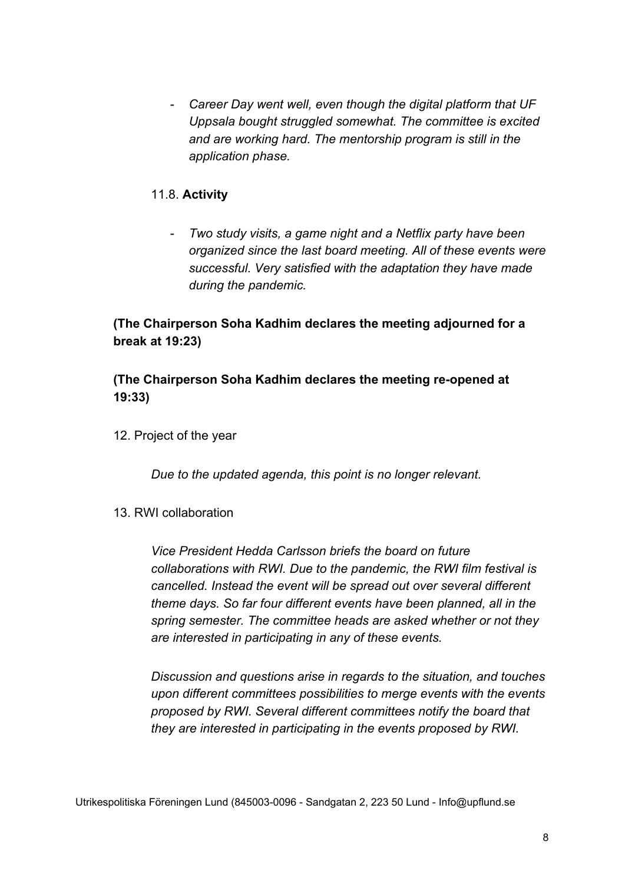- *Career Day went well, even though the digital platform that UF Uppsala bought struggled somewhat. The committee is excited and are working hard. The mentorship program is still in the application phase.*

11.8. **Activity**

- *Two study visits, a game night and a Netflix party have been organized since the last board meeting. All of these events were successful. Very satisfied with the adaptation they have made during the pandemic.*

**(The Chairperson Soha Kadhim declares the meeting adjourned for a break at 19:23)**

**(The Chairperson Soha Kadhim declares the meeting re-opened at 19:33)**

12. Project of the year

*Due to the updated agenda, this point is no longer relevant.*

13. RWI collaboration

*Vice President Hedda Carlsson briefs the board on future collaborations with RWI. Due to the pandemic, the RWI film festival is cancelled. Instead the event will be spread out over several different theme days. So far four different events have been planned, all in the spring semester. The committee heads are asked whether or not they are interested in participating in any of these events.*

*Discussion and questions arise in regards to the situation, and touches upon different committees possibilities to merge events with the events proposed by RWI. Several different committees notify the board that they are interested in participating in the events proposed by RWI.*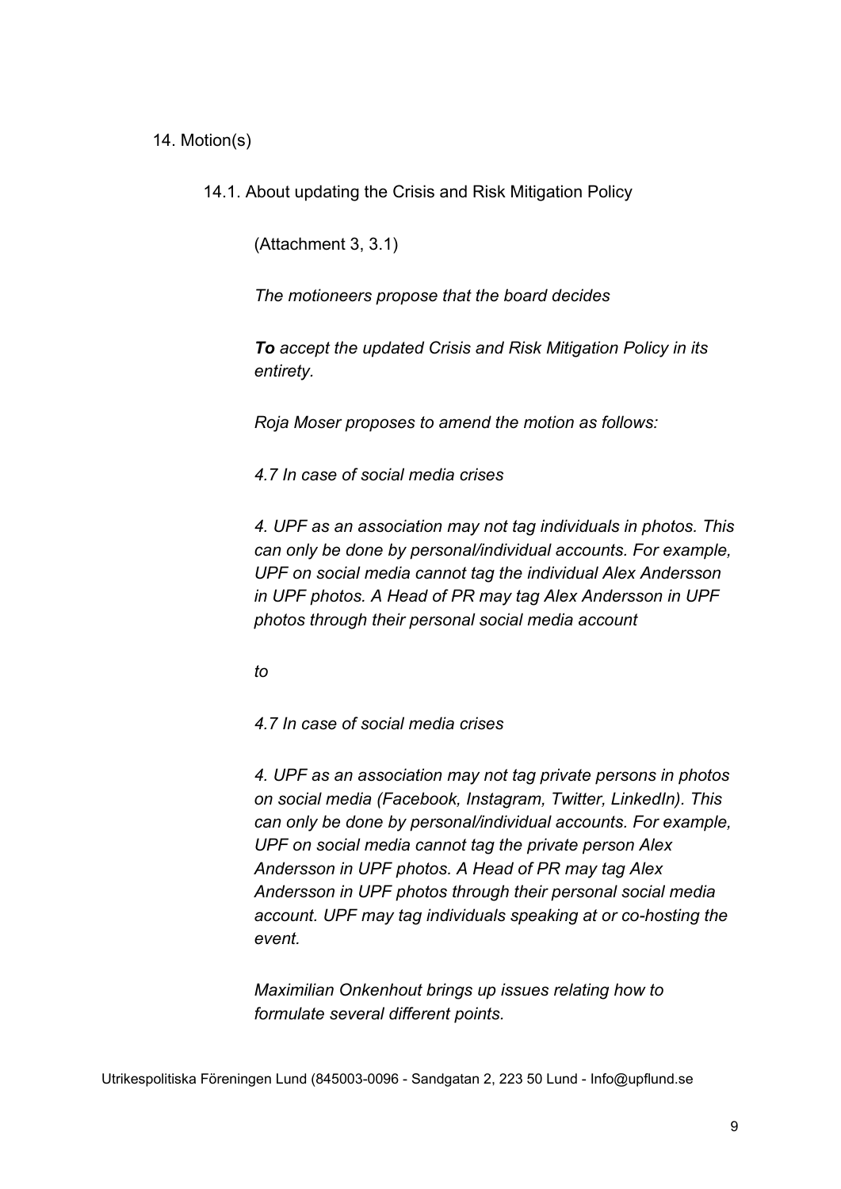14. Motion(s)

14.1. About updating the Crisis and Risk Mitigation Policy

(Attachment 3, 3.1)

*The motioneers propose that the board decides*

***To** accept the updated Crisis and Risk Mitigation Policy in its entirety.*

*Roja Moser proposes to amend the motion as follows:*

*4.7 In case of social media crises*

*4. UPF as an association may not tag individuals in photos. This can only be done by personal/individual accounts. For example, UPF on social media cannot tag the individual Alex Andersson in UPF photos. A Head of PR may tag Alex Andersson in UPF photos through their personal social media account*

*to*

*4.7 In case of social media crises*

*4. UPF as an association may not tag private persons in photos on social media (Facebook, Instagram, Twitter, LinkedIn). This can only be done by personal/individual accounts. For example, UPF on social media cannot tag the private person Alex Andersson in UPF photos. A Head of PR may tag Alex Andersson in UPF photos through their personal social media account. UPF may tag individuals speaking at or co-hosting the event.*

*Maximilian Onkenhout brings up issues relating how to formulate several different points.*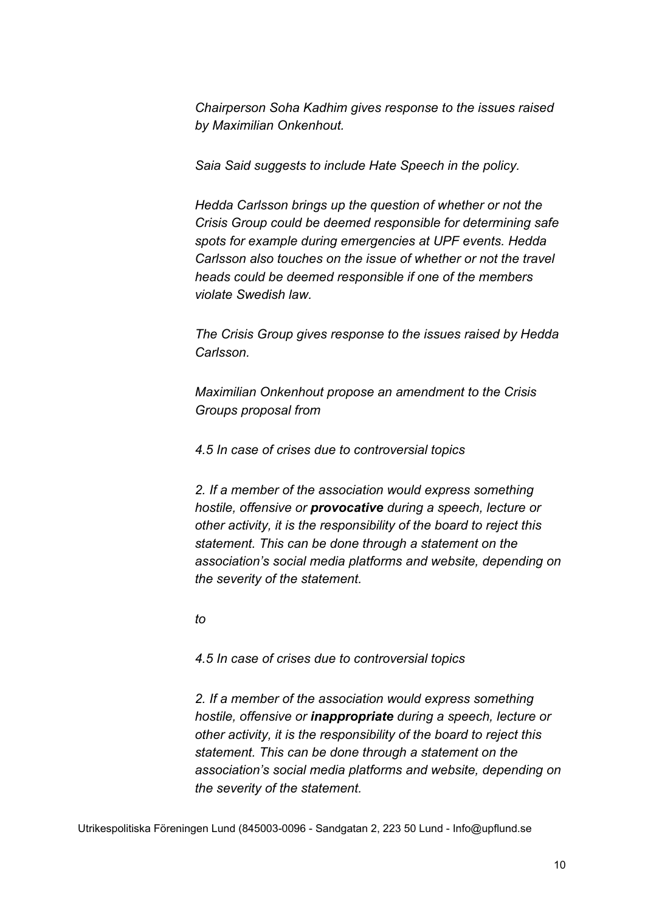*Chairperson Soha Kadhim gives response to the issues raised by Maximilian Onkenhout.*

*Saia Said suggests to include Hate Speech in the policy.*

*Hedda Carlsson brings up the question of whether or not the Crisis Group could be deemed responsible for determining safe spots for example during emergencies at UPF events. Hedda Carlsson also touches on the issue of whether or not the travel heads could be deemed responsible if one of the members violate Swedish law.*

*The Crisis Group gives response to the issues raised by Hedda Carlsson.*

*Maximilian Onkenhout propose an amendment to the Crisis Groups proposal from*

*4.5 In case of crises due to controversial topics*

*2. If a member of the association would express something hostile, offensive or* ***provocative*** *during a speech, lecture or other activity, it is the responsibility of the board to reject this statement. This can be done through a statement on the association's social media platforms and website, depending on the severity of the statement.*

*to*

*4.5 In case of crises due to controversial topics*

*2. If a member of the association would express something hostile, offensive or* ***inappropriate*** *during a speech, lecture or other activity, it is the responsibility of the board to reject this statement. This can be done through a statement on the association's social media platforms and website, depending on the severity of the statement.*

Utrikespolitiska Föreningen Lund (845003-0096 - Sandgatan 2, 223 50 Lund - Info@upflund.se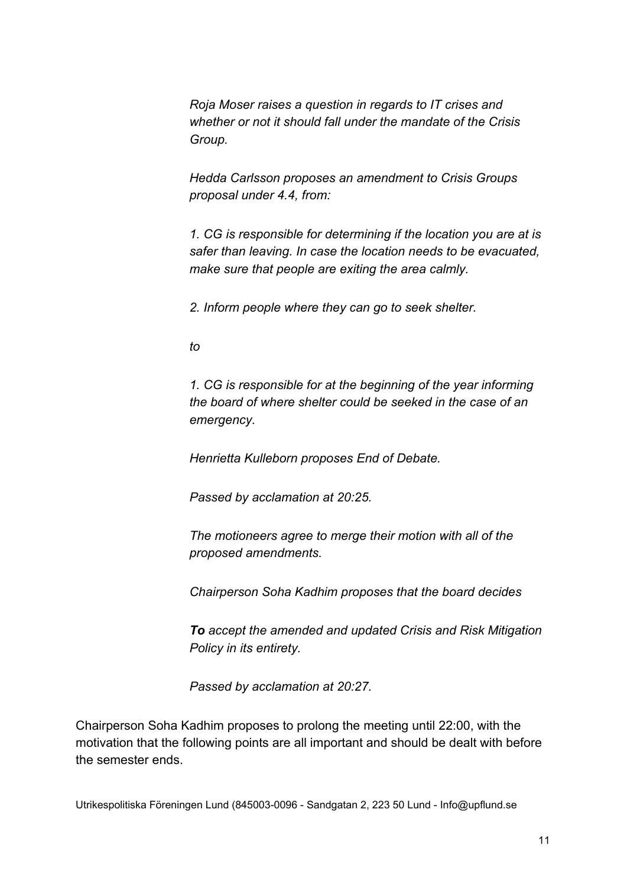*Roja Moser raises a question in regards to IT crises and whether or not it should fall under the mandate of the Crisis Group.*

*Hedda Carlsson proposes an amendment to Crisis Groups proposal under 4.4, from:*

*1. CG is responsible for determining if the location you are at is safer than leaving. In case the location needs to be evacuated, make sure that people are exiting the area calmly.*

*2. Inform people where they can go to seek shelter.*

*to*

*1. CG is responsible for at the beginning of the year informing the board of where shelter could be seeked in the case of an emergency.*

*Henrietta Kulleborn proposes End of Debate.*

*Passed by acclamation at 20:25.*

*The motioneers agree to merge their motion with all of the proposed amendments.*

*Chairperson Soha Kadhim proposes that the board decides*

***To** accept the amended and updated Crisis and Risk Mitigation Policy in its entirety.*

*Passed by acclamation at 20:27.*

Chairperson Soha Kadhim proposes to prolong the meeting until 22:00, with the motivation that the following points are all important and should be dealt with before the semester ends.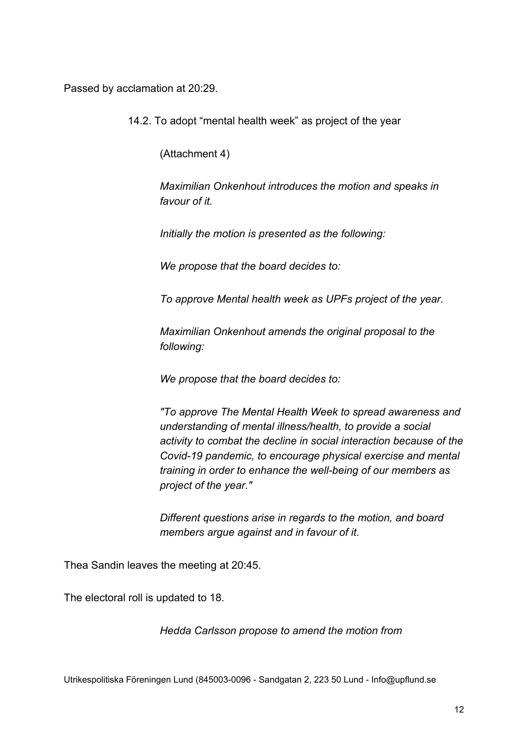Passed by acclamation at 20:29.

14.2. To adopt “mental health week” as project of the year

(Attachment 4)

*Maximilian Onkenhout introduces the motion and speaks in favour of it.*

*Initially the motion is presented as the following:*

*We propose that the board decides to:*

*To approve Mental health week as UPFs project of the year.*

*Maximilian Onkenhout amends the original proposal to the following:*

*We propose that the board decides to:*

*"To approve The Mental Health Week to spread awareness and understanding of mental illness/health, to provide a social activity to combat the decline in social interaction because of the Covid-19 pandemic, to encourage physical exercise and mental training in order to enhance the well-being of our members as project of the year."*

*Different questions arise in regards to the motion, and board members argue against and in favour of it.*

Thea Sandin leaves the meeting at 20:45.

The electoral roll is updated to 18.

*Hedda Carlsson propose to amend the motion from*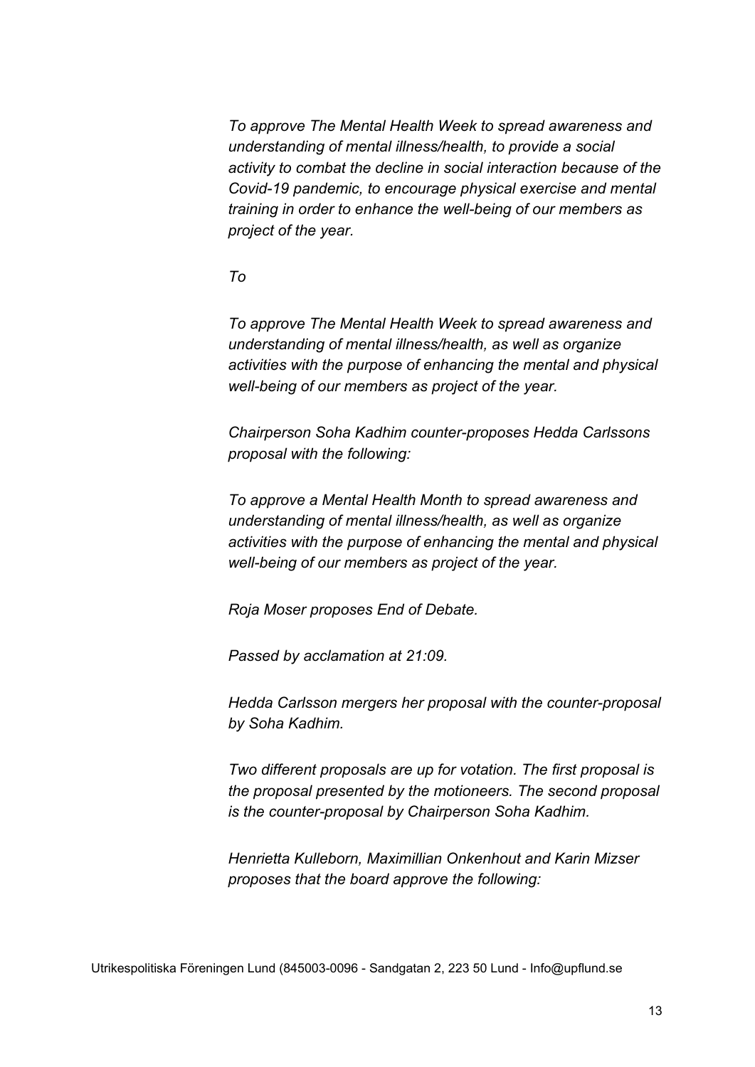*To approve The Mental Health Week to spread awareness and understanding of mental illness/health, to provide a social activity to combat the decline in social interaction because of the Covid-19 pandemic, to encourage physical exercise and mental training in order to enhance the well-being of our members as project of the year.*

*To*

*To approve The Mental Health Week to spread awareness and understanding of mental illness/health, as well as organize activities with the purpose of enhancing the mental and physical well-being of our members as project of the year.*

*Chairperson Soha Kadhim counter-proposes Hedda Carlssons proposal with the following:*

*To approve a Mental Health Month to spread awareness and understanding of mental illness/health, as well as organize activities with the purpose of enhancing the mental and physical well-being of our members as project of the year.*

*Roja Moser proposes End of Debate.*

*Passed by acclamation at 21:09.*

*Hedda Carlsson mergers her proposal with the counter-proposal by Soha Kadhim.*

*Two different proposals are up for votation. The first proposal is the proposal presented by the motioneers. The second proposal is the counter-proposal by Chairperson Soha Kadhim.*

*Henrietta Kulleborn, Maximillian Onkenhout and Karin Mizser proposes that the board approve the following:*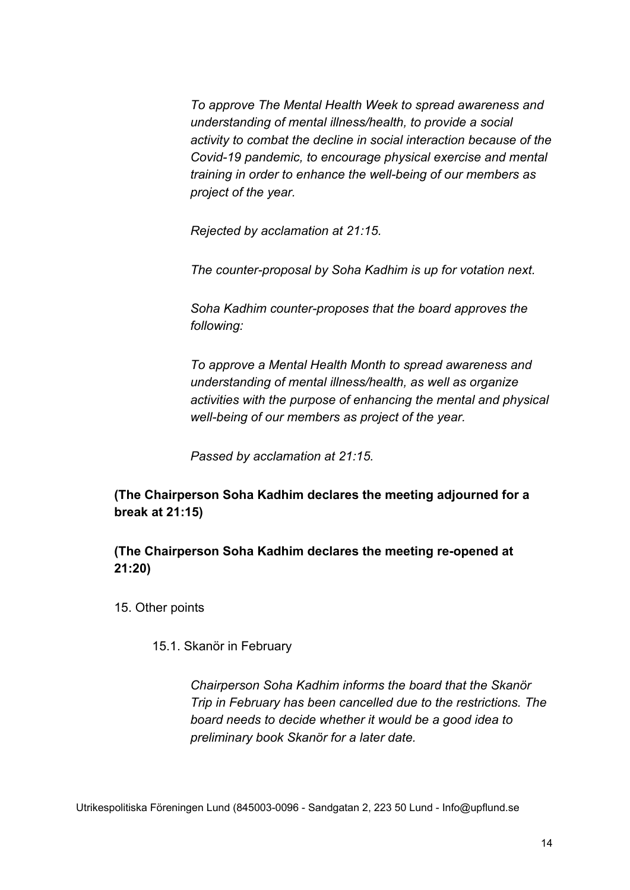*To approve The Mental Health Week to spread awareness and understanding of mental illness/health, to provide a social activity to combat the decline in social interaction because of the Covid-19 pandemic, to encourage physical exercise and mental training in order to enhance the well-being of our members as project of the year.*

*Rejected by acclamation at 21:15.*

*The counter-proposal by Soha Kadhim is up for votation next.*

*Soha Kadhim counter-proposes that the board approves the following:*

*To approve a Mental Health Month to spread awareness and understanding of mental illness/health, as well as organize activities with the purpose of enhancing the mental and physical well-being of our members as project of the year.*

*Passed by acclamation at 21:15.*

**(The Chairperson Soha Kadhim declares the meeting adjourned for a break at 21:15)**

**(The Chairperson Soha Kadhim declares the meeting re-opened at 21:20)**

15. Other points

15.1. Skanör in February

*Chairperson Soha Kadhim informs the board that the Skanör Trip in February has been cancelled due to the restrictions. The board needs to decide whether it would be a good idea to preliminary book Skanör for a later date.*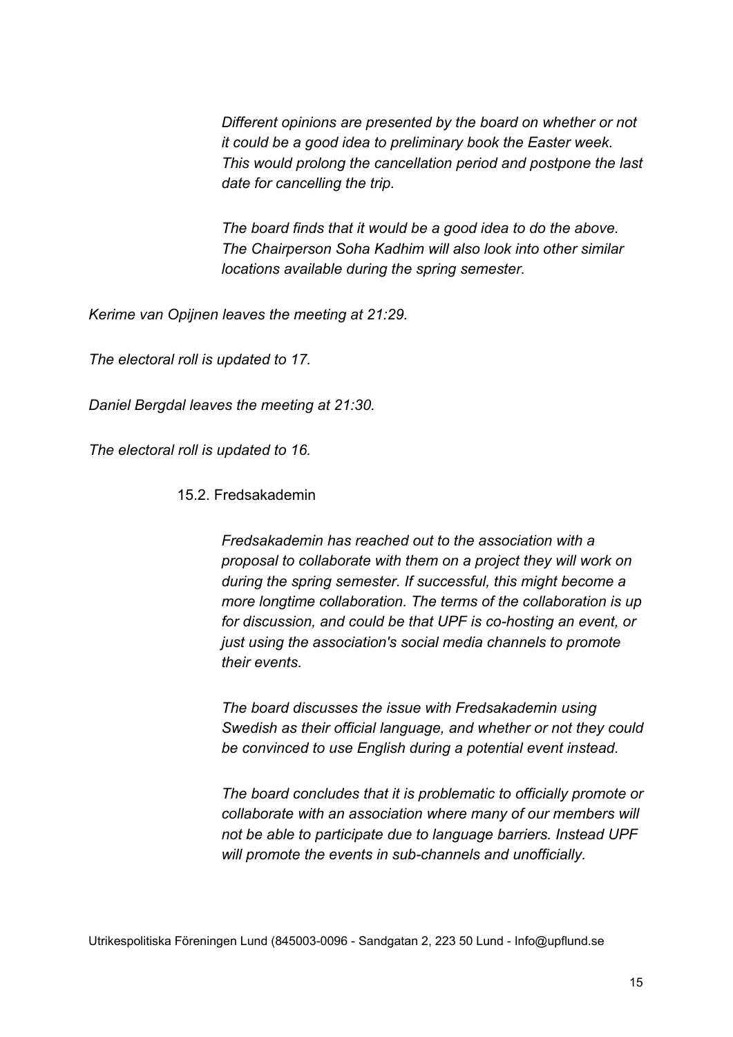*Different opinions are presented by the board on whether or not it could be a good idea to preliminary book the Easter week. This would prolong the cancellation period and postpone the last date for cancelling the trip.*

*The board finds that it would be a good idea to do the above. The Chairperson Soha Kadhim will also look into other similar locations available during the spring semester.*

*Kerime van Opijnen leaves the meeting at 21:29.*

*The electoral roll is updated to 17.*

*Daniel Bergdal leaves the meeting at 21:30.*

*The electoral roll is updated to 16.*

15.2. Fredsakademin

*Fredsakademin has reached out to the association with a proposal to collaborate with them on a project they will work on during the spring semester. If successful, this might become a more longtime collaboration. The terms of the collaboration is up for discussion, and could be that UPF is co-hosting an event, or just using the association's social media channels to promote their events.*

*The board discusses the issue with Fredsakademin using Swedish as their official language, and whether or not they could be convinced to use English during a potential event instead.*

*The board concludes that it is problematic to officially promote or collaborate with an association where many of our members will not be able to participate due to language barriers. Instead UPF will promote the events in sub-channels and unofficially.*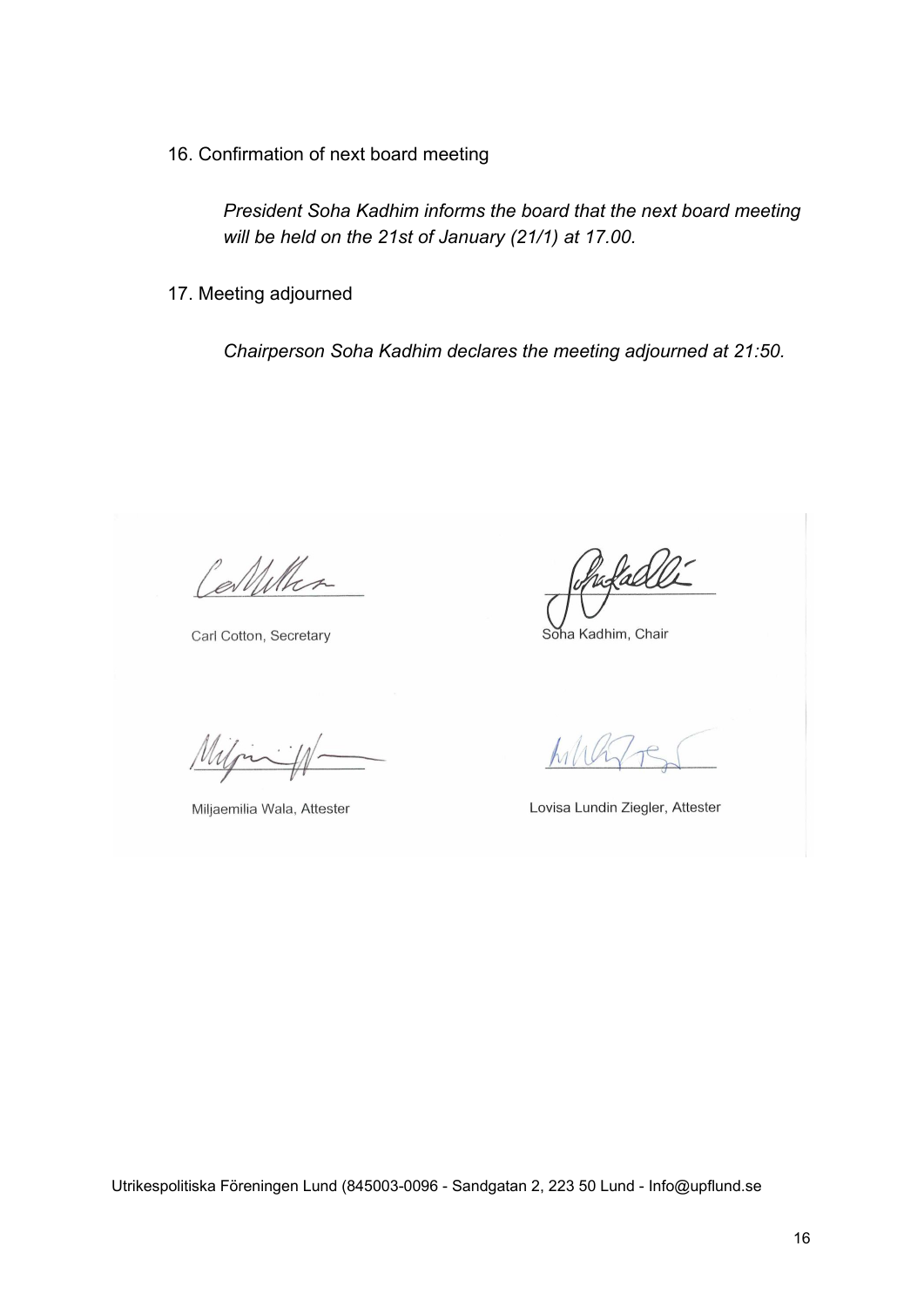16. Confirmation of next board meeting

*President Soha Kadhim informs the board that the next board meeting will be held on the 21st of January (21/1) at 17.00.*

17. Meeting adjourned

*Chairperson Soha Kadhim declares the meeting adjourned at 21:50.*

Carl Cotton, Secretary

Soha Kadhim, Chair

Miljaemilia Wala, Attester

Lovisa Lundin Ziegler, Attester

Utrikespolitiska Föreningen Lund (845003-0096 - Sandgatan 2, 223 50 Lund - Info@upflund.se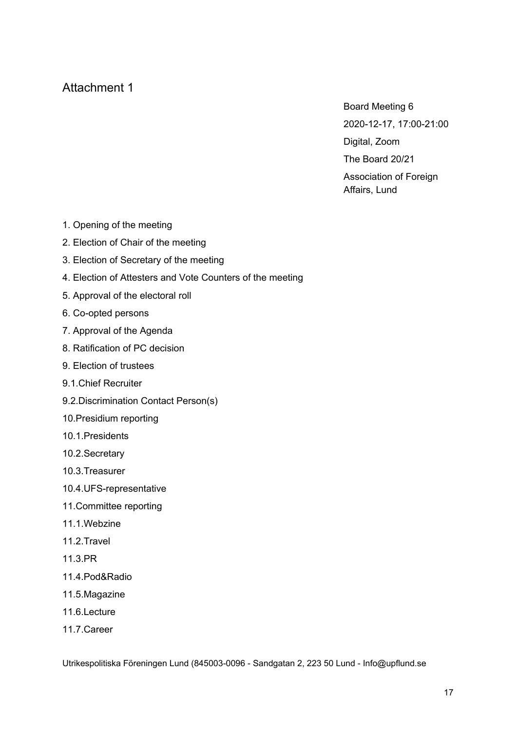## Attachment 1

Board Meeting 6

2020-12-17, 17:00-21:00

Digital, Zoom

The Board 20/21

Association of Foreign Affairs, Lund

1. Opening of the meeting
2. Election of Chair of the meeting
3. Election of Secretary of the meeting
4. Election of Attesters and Vote Counters of the meeting
5. Approval of the electoral roll
6. Co-opted persons
7. Approval of the Agenda
8. Ratification of PC decision
9. Election of trustees

9.1.Chief Recruiter

9.2.Discrimination Contact Person(s)

10.Presidium reporting

10.1.Presidents

10.2.Secretary

10.3.Treasurer

10.4.UFS-representative

11.Committee reporting

11.1.Webzine

11.2.Travel

11.3.PR

11.4.Pod&Radio

11.5.Magazine

11.6.Lecture

11.7.Career

Utrikespolitiska Föreningen Lund (845003-0096 - Sandgatan 2, 223 50 Lund - Info@upflund.se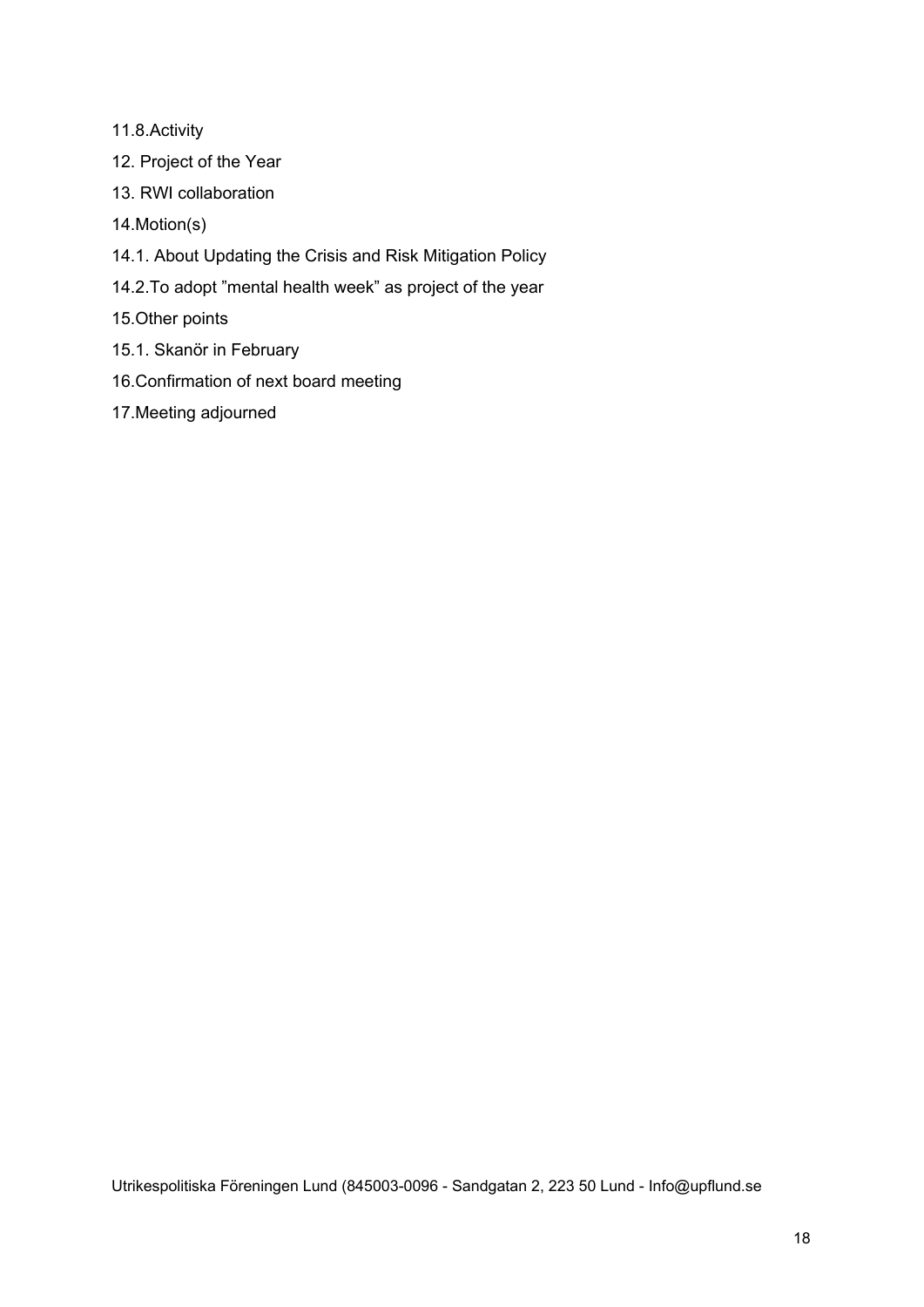11.8.Activity

12. Project of the Year

13. RWI collaboration

14.Motion(s)

14.1. About Updating the Crisis and Risk Mitigation Policy

14.2.To adopt ”mental health week” as project of the year

15.Other points

15.1. Skanör in February

16.Confirmation of next board meeting

17.Meeting adjourned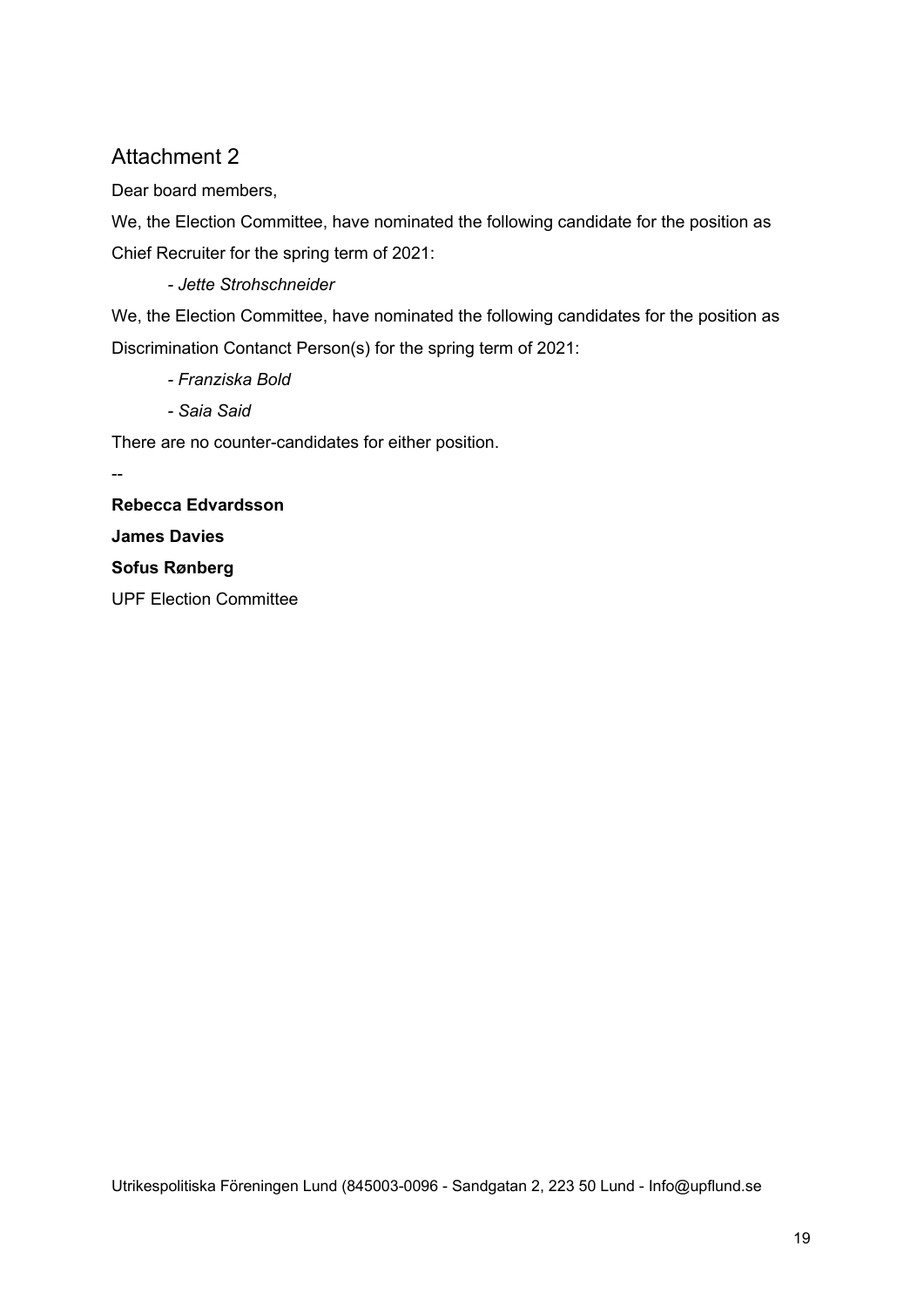## Attachment 2

Dear board members,

We, the Election Committee, have nominated the following candidate for the position as Chief Recruiter for the spring term of 2021:

- *Jette Strohschneider*

We, the Election Committee, have nominated the following candidates for the position as Discrimination Contanct Person(s) for the spring term of 2021:

- *Franziska Bold*
- *Saia Said*

There are no counter-candidates for either position.

--

**Rebecca Edvardsson**

**James Davies**

**Sofus Rønberg**

UPF Election Committee

Utrikespolitiska Föreningen Lund (845003-0096 - Sandgatan 2, 223 50 Lund - Info@upflund.se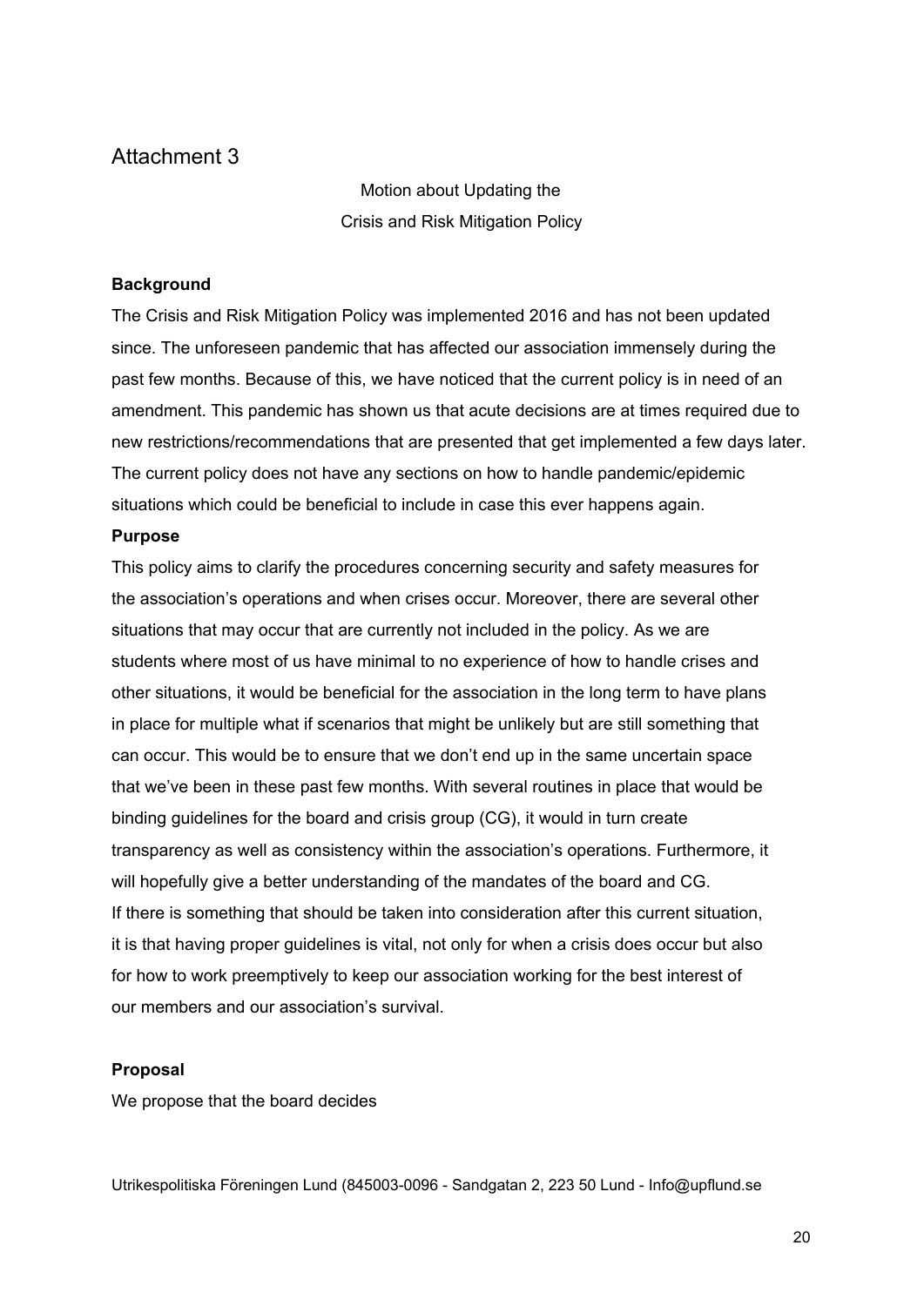# Attachment 3

Motion about Updating the
Crisis and Risk Mitigation Policy

**Background**

The Crisis and Risk Mitigation Policy was implemented 2016 and has not been updated since. The unforeseen pandemic that has affected our association immensely during the past few months. Because of this, we have noticed that the current policy is in need of an amendment. This pandemic has shown us that acute decisions are at times required due to new restrictions/recommendations that are presented that get implemented a few days later. The current policy does not have any sections on how to handle pandemic/epidemic situations which could be beneficial to include in case this ever happens again.

**Purpose**

This policy aims to clarify the procedures concerning security and safety measures for the association's operations and when crises occur. Moreover, there are several other situations that may occur that are currently not included in the policy. As we are students where most of us have minimal to no experience of how to handle crises and other situations, it would be beneficial for the association in the long term to have plans in place for multiple what if scenarios that might be unlikely but are still something that can occur. This would be to ensure that we don't end up in the same uncertain space that we've been in these past few months. With several routines in place that would be binding guidelines for the board and crisis group (CG), it would in turn create transparency as well as consistency within the association's operations. Furthermore, it will hopefully give a better understanding of the mandates of the board and CG.
If there is something that should be taken into consideration after this current situation, it is that having proper guidelines is vital, not only for when a crisis does occur but also for how to work preemptively to keep our association working for the best interest of our members and our association's survival.

**Proposal**

We propose that the board decides

Utrikespolitiska Föreningen Lund (845003-0096 - Sandgatan 2, 223 50 Lund - Info@upflund.se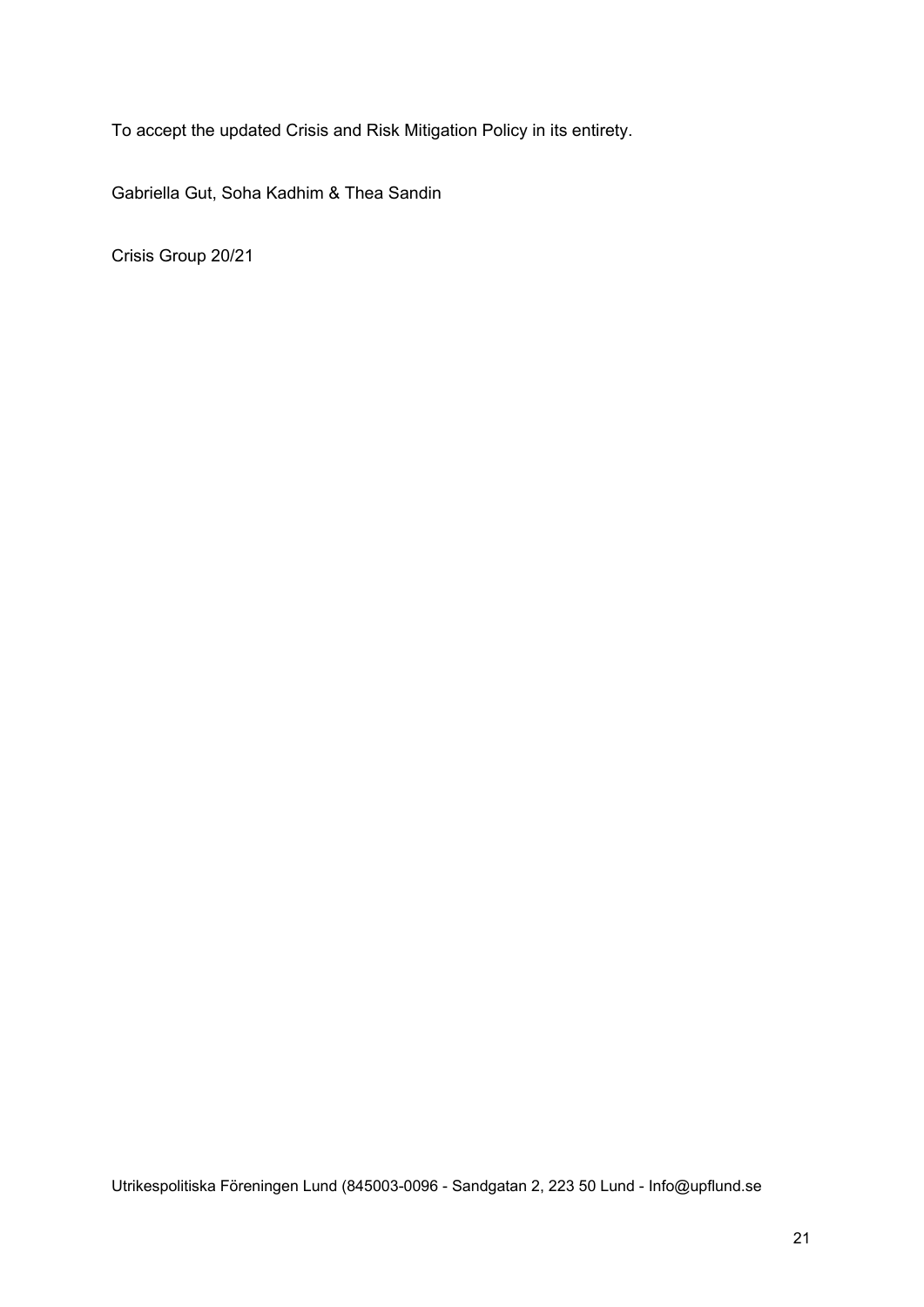To accept the updated Crisis and Risk Mitigation Policy in its entirety.

Gabriella Gut, Soha Kadhim & Thea Sandin

Crisis Group 20/21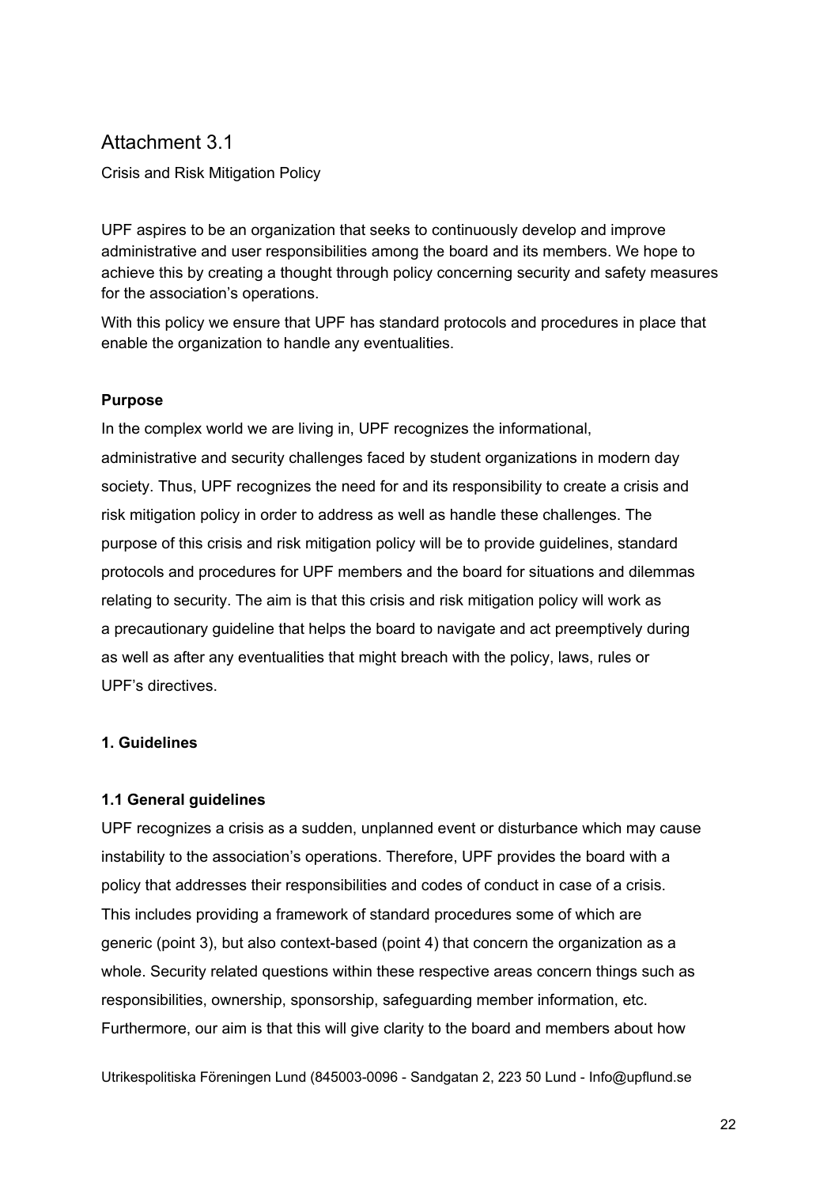# Attachment 3.1

Crisis and Risk Mitigation Policy

UPF aspires to be an organization that seeks to continuously develop and improve administrative and user responsibilities among the board and its members. We hope to achieve this by creating a thought through policy concerning security and safety measures for the association's operations.

With this policy we ensure that UPF has standard protocols and procedures in place that enable the organization to handle any eventualities.

**Purpose**

In the complex world we are living in, UPF recognizes the informational, administrative and security challenges faced by student organizations in modern day society. Thus, UPF recognizes the need for and its responsibility to create a crisis and risk mitigation policy in order to address as well as handle these challenges. The purpose of this crisis and risk mitigation policy will be to provide guidelines, standard protocols and procedures for UPF members and the board for situations and dilemmas relating to security. The aim is that this crisis and risk mitigation policy will work as a precautionary guideline that helps the board to navigate and act preemptively during as well as after any eventualities that might breach with the policy, laws, rules or UPF's directives.

## 1. Guidelines

### 1.1 General guidelines

UPF recognizes a crisis as a sudden, unplanned event or disturbance which may cause instability to the association's operations. Therefore, UPF provides the board with a policy that addresses their responsibilities and codes of conduct in case of a crisis. This includes providing a framework of standard procedures some of which are generic (point 3), but also context-based (point 4) that concern the organization as a whole. Security related questions within these respective areas concern things such as responsibilities, ownership, sponsorship, safeguarding member information, etc. Furthermore, our aim is that this will give clarity to the board and members about how

Utrikespolitiska Föreningen Lund (845003-0096 - Sandgatan 2, 223 50 Lund - Info@upflund.se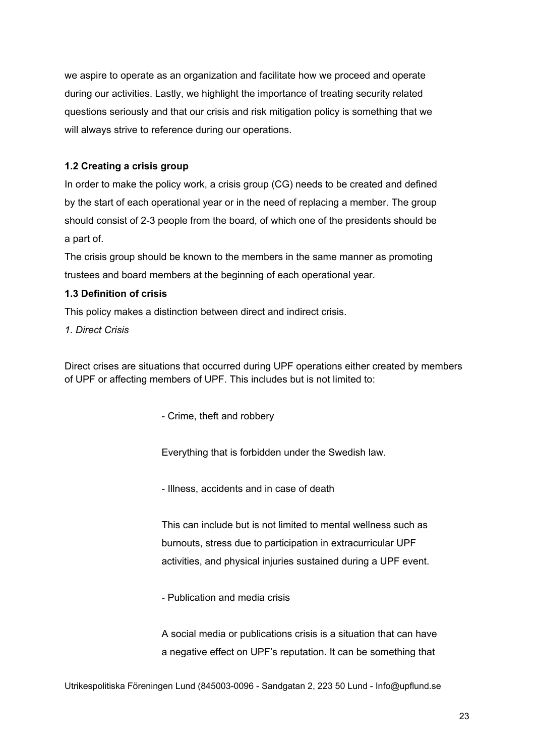we aspire to operate as an organization and facilitate how we proceed and operate during our activities. Lastly, we highlight the importance of treating security related questions seriously and that our crisis and risk mitigation policy is something that we will always strive to reference during our operations.

### 1.2 Creating a crisis group

In order to make the policy work, a crisis group (CG) needs to be created and defined by the start of each operational year or in the need of replacing a member. The group should consist of 2-3 people from the board, of which one of the presidents should be a part of.

The crisis group should be known to the members in the same manner as promoting trustees and board members at the beginning of each operational year.

### 1.3 Definition of crisis

This policy makes a distinction between direct and indirect crisis.

*1. Direct Crisis*

Direct crises are situations that occurred during UPF operations either created by members of UPF or affecting members of UPF. This includes but is not limited to:

- Crime, theft and robbery

  Everything that is forbidden under the Swedish law.

- Illness, accidents and in case of death

  This can include but is not limited to mental wellness such as burnouts, stress due to participation in extracurricular UPF activities, and physical injuries sustained during a UPF event.

- Publication and media crisis

  A social media or publications crisis is a situation that can have a negative effect on UPF's reputation. It can be something that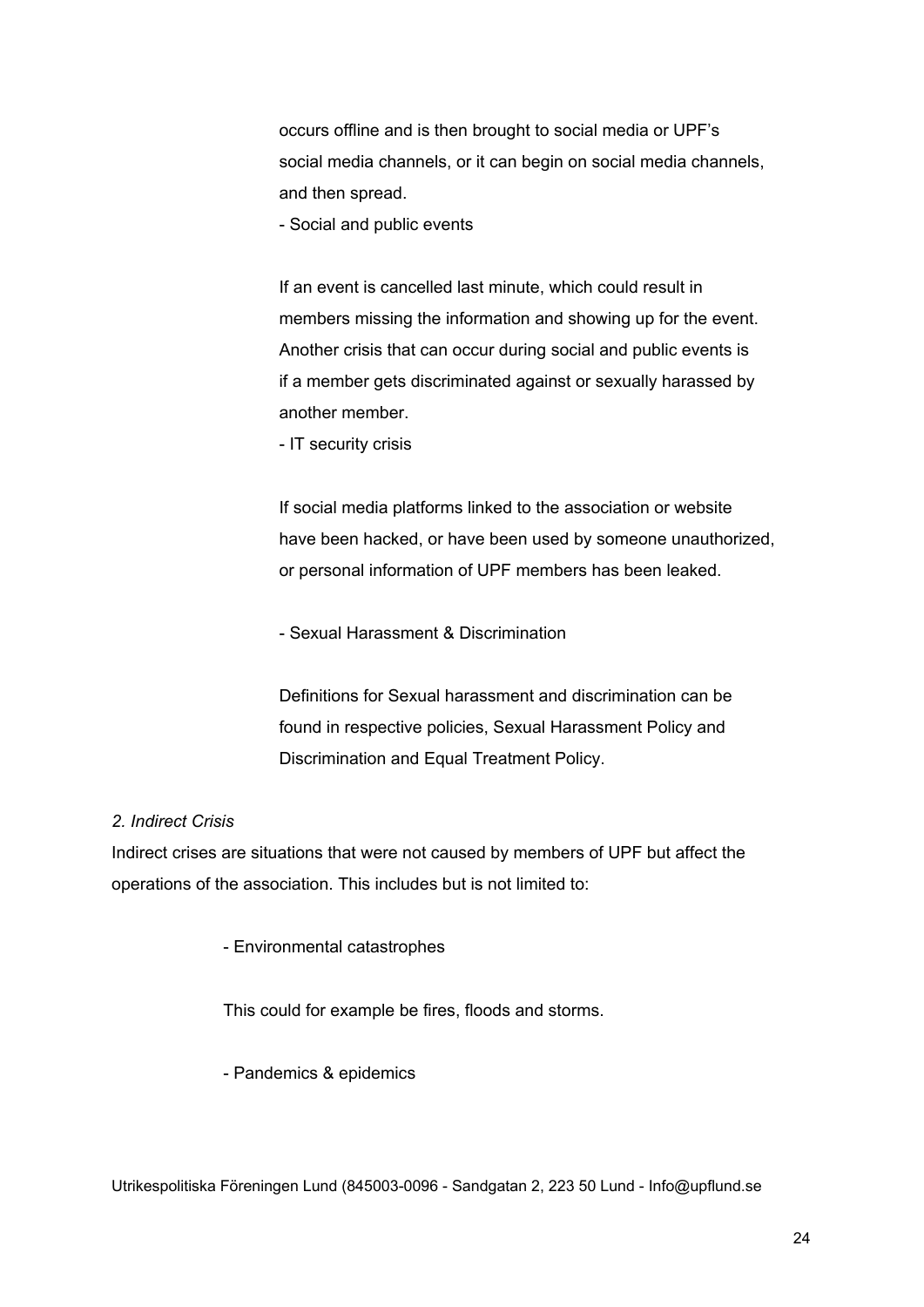occurs offline and is then brought to social media or UPF's social media channels, or it can begin on social media channels, and then spread.

- Social and public events

If an event is cancelled last minute, which could result in members missing the information and showing up for the event. Another crisis that can occur during social and public events is if a member gets discriminated against or sexually harassed by another member.

- IT security crisis

If social media platforms linked to the association or website have been hacked, or have been used by someone unauthorized, or personal information of UPF members has been leaked.

- Sexual Harassment & Discrimination

Definitions for Sexual harassment and discrimination can be found in respective policies, Sexual Harassment Policy and Discrimination and Equal Treatment Policy.

*2. Indirect Crisis*

Indirect crises are situations that were not caused by members of UPF but affect the operations of the association. This includes but is not limited to:

- Environmental catastrophes

This could for example be fires, floods and storms.

- Pandemics & epidemics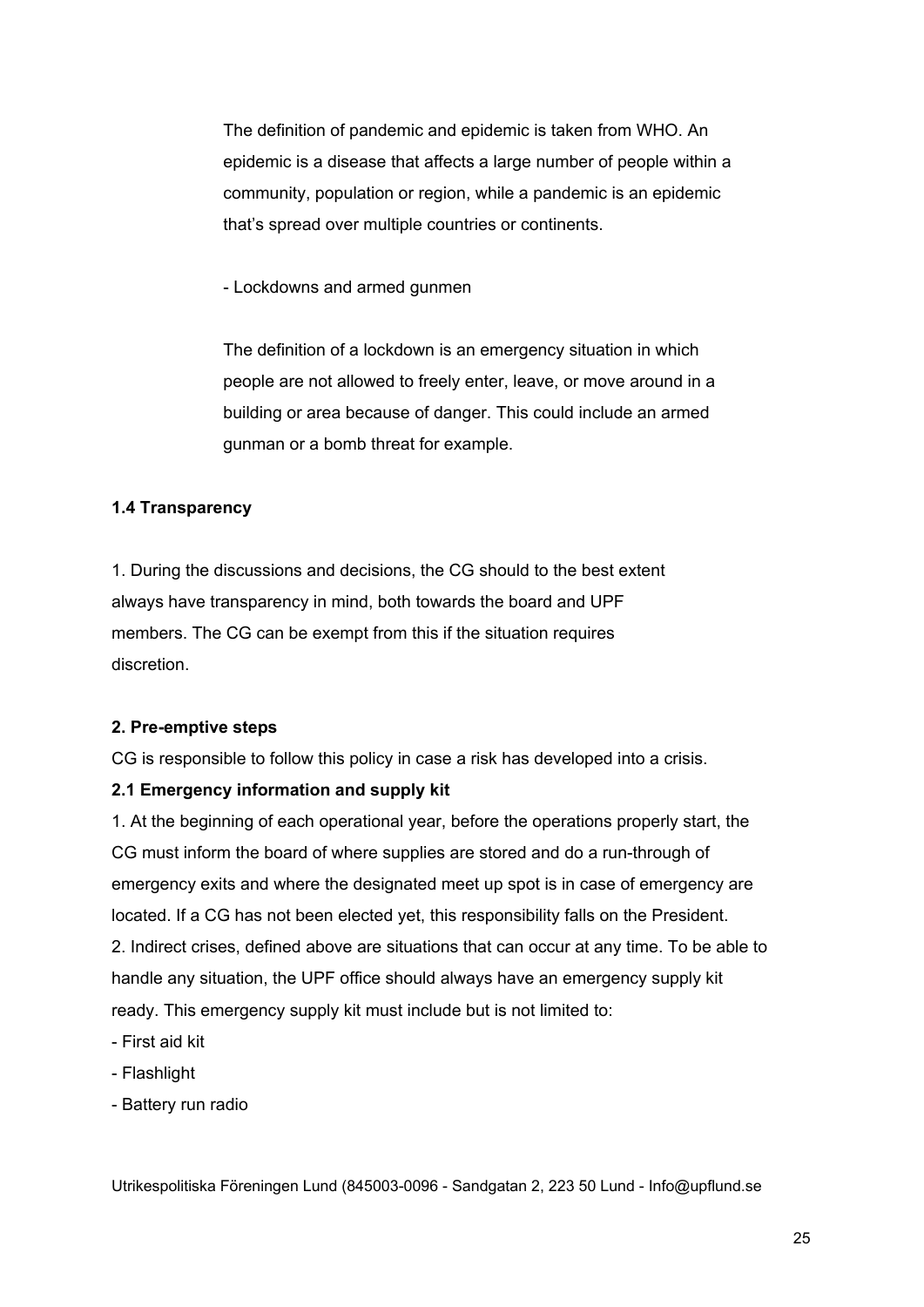The definition of pandemic and epidemic is taken from WHO. An epidemic is a disease that affects a large number of people within a community, population or region, while a pandemic is an epidemic that's spread over multiple countries or continents.

- Lockdowns and armed gunmen

The definition of a lockdown is an emergency situation in which people are not allowed to freely enter, leave, or move around in a building or area because of danger. This could include an armed gunman or a bomb threat for example.

**1.4 Transparency**

1. During the discussions and decisions, the CG should to the best extent always have transparency in mind, both towards the board and UPF members. The CG can be exempt from this if the situation requires discretion.

**2. Pre-emptive steps**

CG is responsible to follow this policy in case a risk has developed into a crisis.

**2.1 Emergency information and supply kit**

1. At the beginning of each operational year, before the operations properly start, the CG must inform the board of where supplies are stored and do a run-through of emergency exits and where the designated meet up spot is in case of emergency are located. If a CG has not been elected yet, this responsibility falls on the President.
2. Indirect crises, defined above are situations that can occur at any time. To be able to handle any situation, the UPF office should always have an emergency supply kit ready. This emergency supply kit must include but is not limited to:

- First aid kit
- Flashlight
- Battery run radio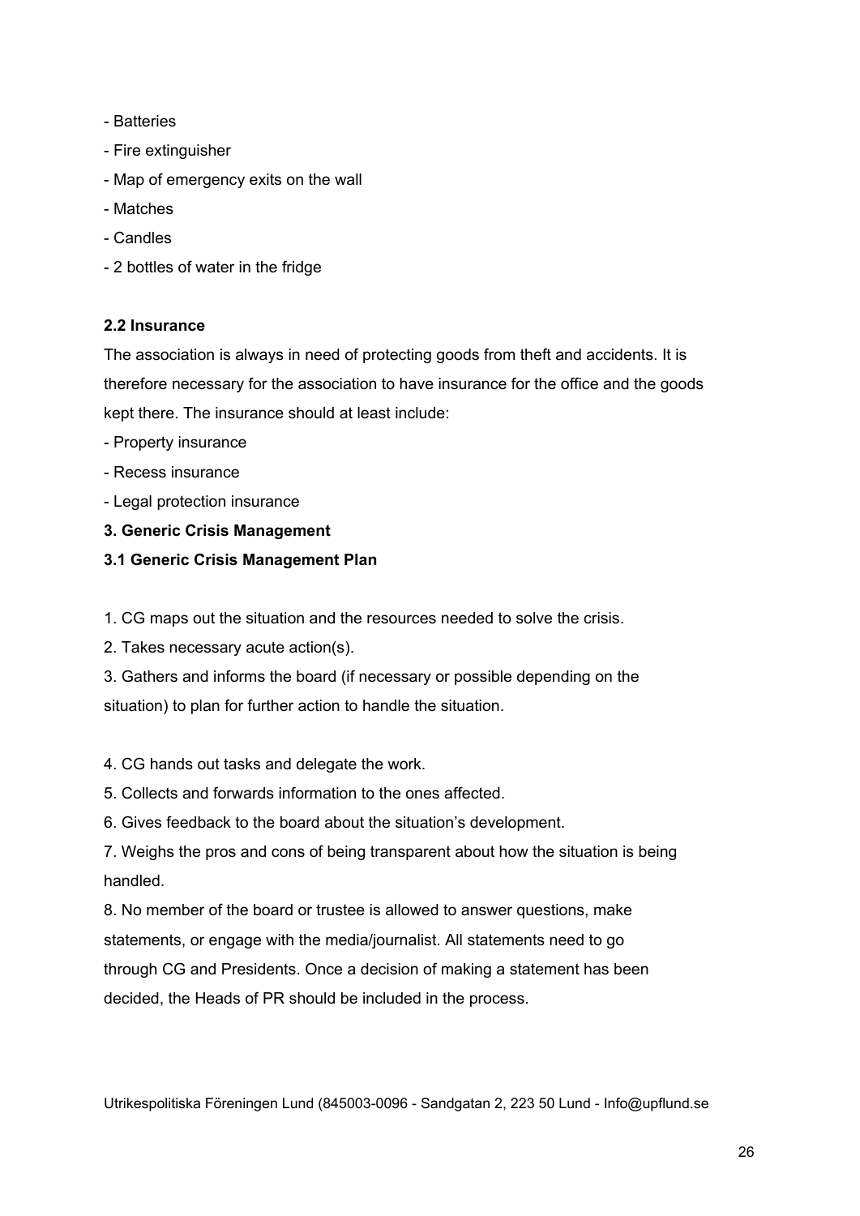- Batteries
- Fire extinguisher
- Map of emergency exits on the wall
- Matches
- Candles
- 2 bottles of water in the fridge

### 2.2 Insurance

The association is always in need of protecting goods from theft and accidents. It is therefore necessary for the association to have insurance for the office and the goods kept there. The insurance should at least include:

- Property insurance
- Recess insurance
- Legal protection insurance

## 3. Generic Crisis Management

### 3.1 Generic Crisis Management Plan

1. CG maps out the situation and the resources needed to solve the crisis.
2. Takes necessary acute action(s).
3. Gathers and informs the board (if necessary or possible depending on the situation) to plan for further action to handle the situation.

4. CG hands out tasks and delegate the work.
5. Collects and forwards information to the ones affected.
6. Gives feedback to the board about the situation's development.
7. Weighs the pros and cons of being transparent about how the situation is being handled.
8. No member of the board or trustee is allowed to answer questions, make statements, or engage with the media/journalist. All statements need to go through CG and Presidents. Once a decision of making a statement has been decided, the Heads of PR should be included in the process.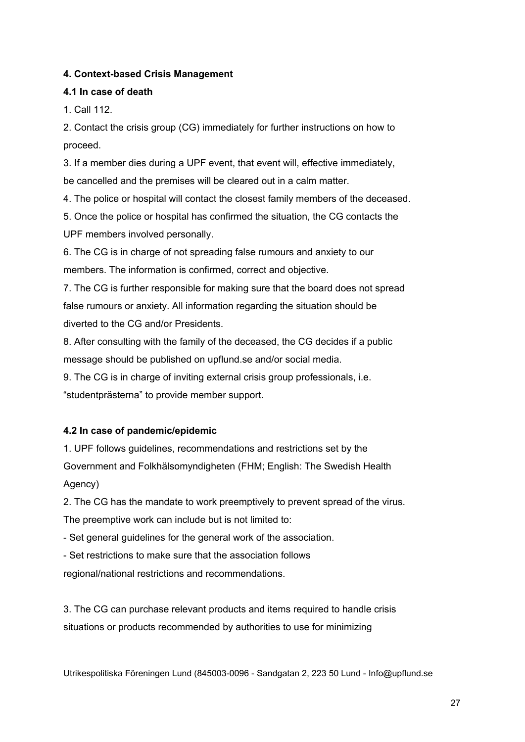**4. Context-based Crisis Management**

**4.1 In case of death**

1. Call 112.
2. Contact the crisis group (CG) immediately for further instructions on how to proceed.
3. If a member dies during a UPF event, that event will, effective immediately, be cancelled and the premises will be cleared out in a calm matter.
4. The police or hospital will contact the closest family members of the deceased.
5. Once the police or hospital has confirmed the situation, the CG contacts the UPF members involved personally.
6. The CG is in charge of not spreading false rumours and anxiety to our members. The information is confirmed, correct and objective.
7. The CG is further responsible for making sure that the board does not spread false rumours or anxiety. All information regarding the situation should be diverted to the CG and/or Presidents.
8. After consulting with the family of the deceased, the CG decides if a public message should be published on upflund.se and/or social media.
9. The CG is in charge of inviting external crisis group professionals, i.e. "studentprästerna" to provide member support.

**4.2 In case of pandemic/epidemic**

1. UPF follows guidelines, recommendations and restrictions set by the Government and Folkhälsomyndigheten (FHM; English: The Swedish Health Agency)
2. The CG has the mandate to work preemptively to prevent spread of the virus. The preemptive work can include but is not limited to:
   - Set general guidelines for the general work of the association.
   - Set restrictions to make sure that the association follows regional/national restrictions and recommendations.

3. The CG can purchase relevant products and items required to handle crisis situations or products recommended by authorities to use for minimizing

Utrikespolitiska Föreningen Lund (845003-0096 - Sandgatan 2, 223 50 Lund - Info@upflund.se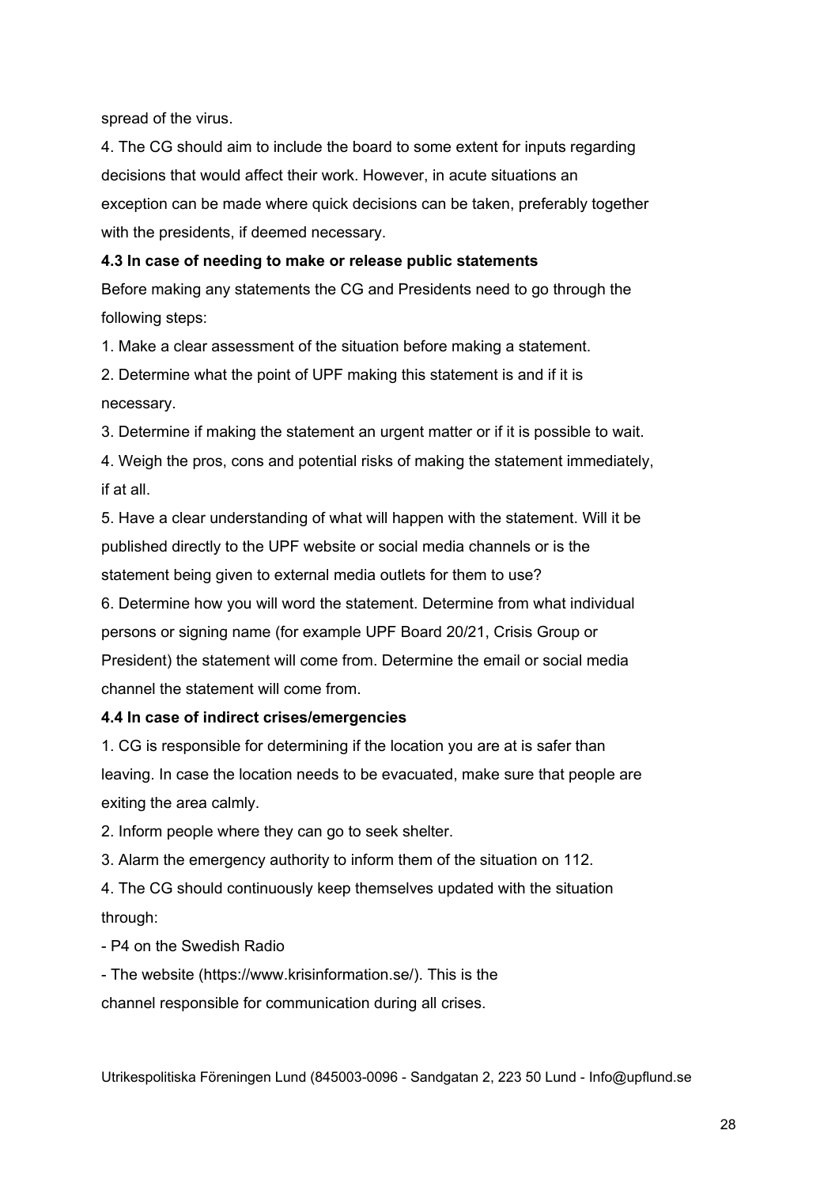spread of the virus.

4. The CG should aim to include the board to some extent for inputs regarding decisions that would affect their work. However, in acute situations an exception can be made where quick decisions can be taken, preferably together with the presidents, if deemed necessary.

**4.3 In case of needing to make or release public statements**

Before making any statements the CG and Presidents need to go through the following steps:

1. Make a clear assessment of the situation before making a statement.
2. Determine what the point of UPF making this statement is and if it is necessary.
3. Determine if making the statement an urgent matter or if it is possible to wait.
4. Weigh the pros, cons and potential risks of making the statement immediately, if at all.
5. Have a clear understanding of what will happen with the statement. Will it be published directly to the UPF website or social media channels or is the statement being given to external media outlets for them to use?
6. Determine how you will word the statement. Determine from what individual persons or signing name (for example UPF Board 20/21, Crisis Group or President) the statement will come from. Determine the email or social media channel the statement will come from.

**4.4 In case of indirect crises/emergencies**

1. CG is responsible for determining if the location you are at is safer than leaving. In case the location needs to be evacuated, make sure that people are exiting the area calmly.
2. Inform people where they can go to seek shelter.
3. Alarm the emergency authority to inform them of the situation on 112.
4. The CG should continuously keep themselves updated with the situation through:

- P4 on the Swedish Radio
- The website (https://www.krisinformation.se/). This is the channel responsible for communication during all crises.

Utrikespolitiska Föreningen Lund (845003-0096 - Sandgatan 2, 223 50 Lund - Info@upflund.se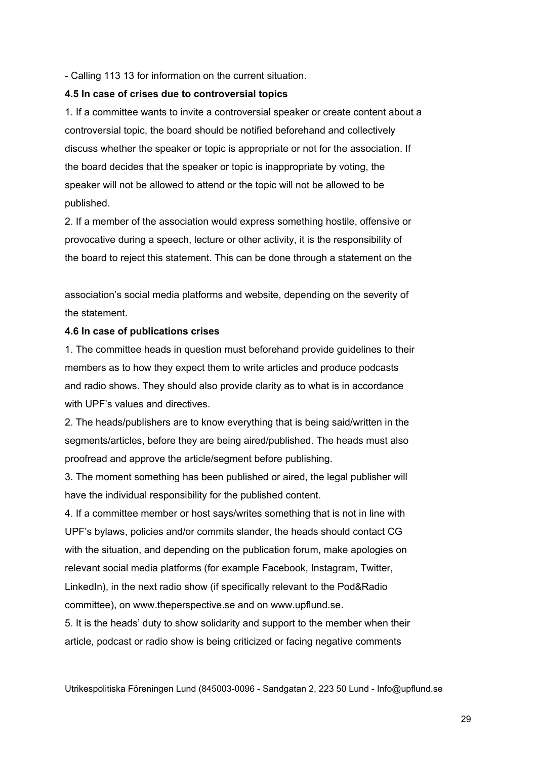- Calling 113 13 for information on the current situation.

### 4.5 In case of crises due to controversial topics

1. If a committee wants to invite a controversial speaker or create content about a controversial topic, the board should be notified beforehand and collectively discuss whether the speaker or topic is appropriate or not for the association. If the board decides that the speaker or topic is inappropriate by voting, the speaker will not be allowed to attend or the topic will not be allowed to be published.
2. If a member of the association would express something hostile, offensive or provocative during a speech, lecture or other activity, it is the responsibility of the board to reject this statement. This can be done through a statement on the association's social media platforms and website, depending on the severity of the statement.

### 4.6 In case of publications crises

1. The committee heads in question must beforehand provide guidelines to their members as to how they expect them to write articles and produce podcasts and radio shows. They should also provide clarity as to what is in accordance with UPF's values and directives.
2. The heads/publishers are to know everything that is being said/written in the segments/articles, before they are being aired/published. The heads must also proofread and approve the article/segment before publishing.
3. The moment something has been published or aired, the legal publisher will have the individual responsibility for the published content.
4. If a committee member or host says/writes something that is not in line with UPF's bylaws, policies and/or commits slander, the heads should contact CG with the situation, and depending on the publication forum, make apologies on relevant social media platforms (for example Facebook, Instagram, Twitter, LinkedIn), in the next radio show (if specifically relevant to the Pod&Radio committee), on www.theperspective.se and on www.upflund.se.
5. It is the heads' duty to show solidarity and support to the member when their article, podcast or radio show is being criticized or facing negative comments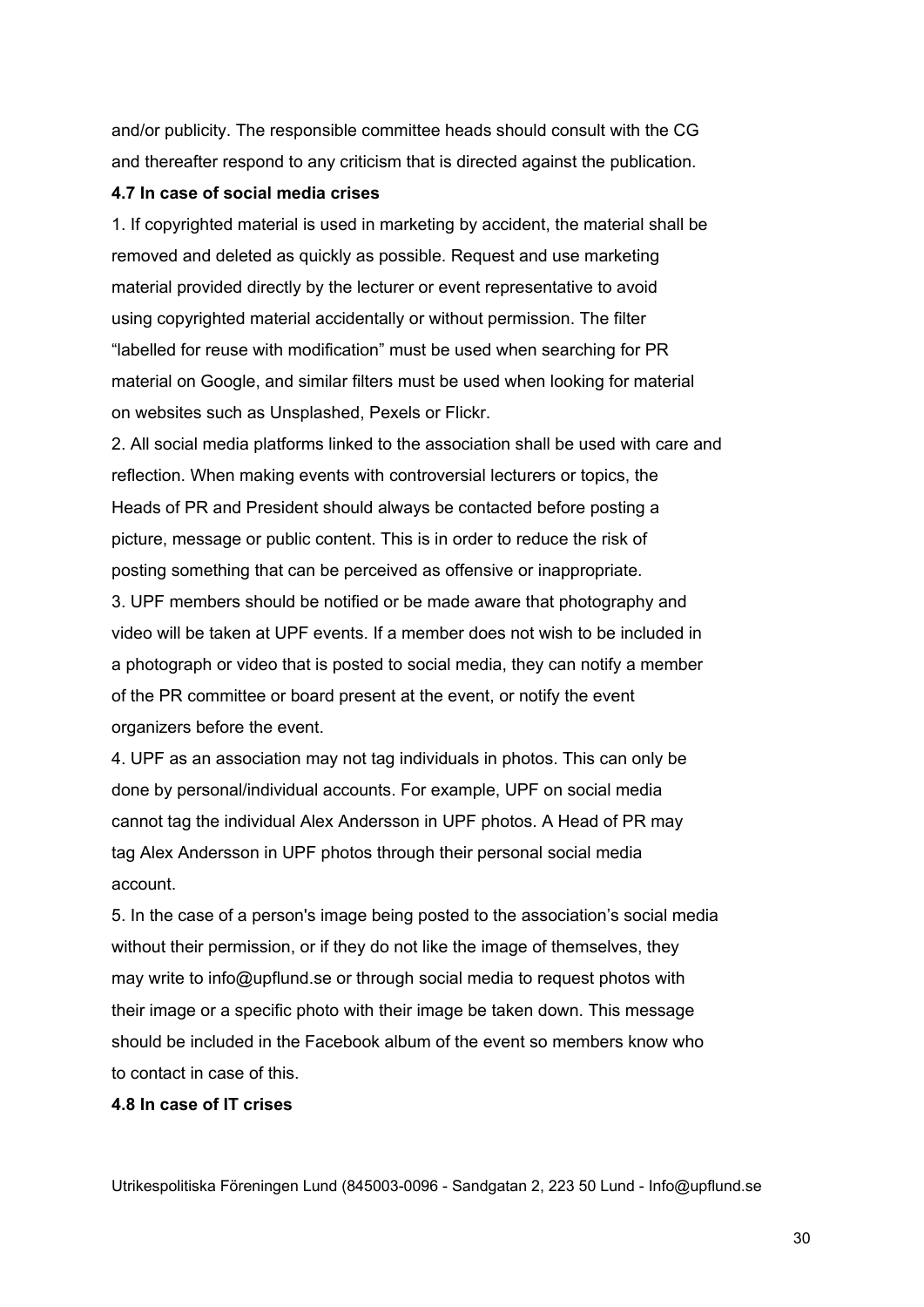and/or publicity. The responsible committee heads should consult with the CG and thereafter respond to any criticism that is directed against the publication.

**4.7 In case of social media crises**

1. If copyrighted material is used in marketing by accident, the material shall be removed and deleted as quickly as possible. Request and use marketing material provided directly by the lecturer or event representative to avoid using copyrighted material accidentally or without permission. The filter “labelled for reuse with modification” must be used when searching for PR material on Google, and similar filters must be used when looking for material on websites such as Unsplashed, Pexels or Flickr.
2. All social media platforms linked to the association shall be used with care and reflection. When making events with controversial lecturers or topics, the Heads of PR and President should always be contacted before posting a picture, message or public content. This is in order to reduce the risk of posting something that can be perceived as offensive or inappropriate.
3. UPF members should be notified or be made aware that photography and video will be taken at UPF events. If a member does not wish to be included in a photograph or video that is posted to social media, they can notify a member of the PR committee or board present at the event, or notify the event organizers before the event.
4. UPF as an association may not tag individuals in photos. This can only be done by personal/individual accounts. For example, UPF on social media cannot tag the individual Alex Andersson in UPF photos. A Head of PR may tag Alex Andersson in UPF photos through their personal social media account.
5. In the case of a person's image being posted to the association’s social media without their permission, or if they do not like the image of themselves, they may write to info@upflund.se or through social media to request photos with their image or a specific photo with their image be taken down. This message should be included in the Facebook album of the event so members know who to contact in case of this.

**4.8 In case of IT crises**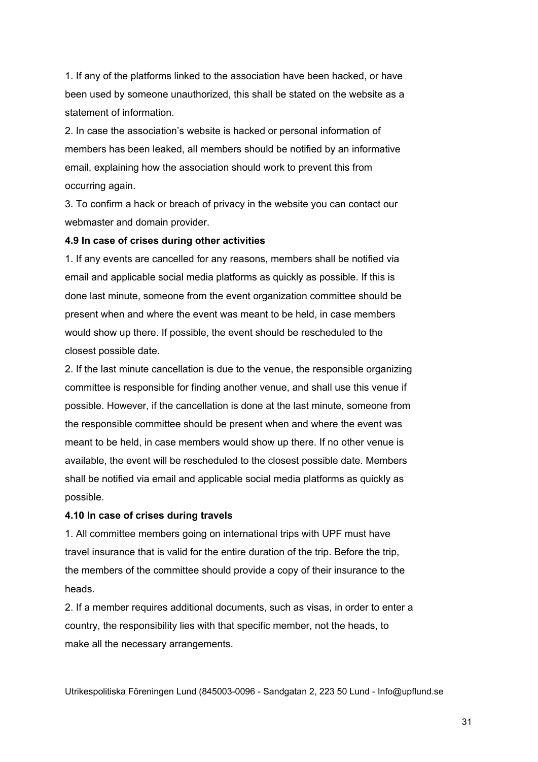1. If any of the platforms linked to the association have been hacked, or have been used by someone unauthorized, this shall be stated on the website as a statement of information.
2. In case the association's website is hacked or personal information of members has been leaked, all members should be notified by an informative email, explaining how the association should work to prevent this from occurring again.
3. To confirm a hack or breach of privacy in the website you can contact our webmaster and domain provider.

**4.9 In case of crises during other activities**

1. If any events are cancelled for any reasons, members shall be notified via email and applicable social media platforms as quickly as possible. If this is done last minute, someone from the event organization committee should be present when and where the event was meant to be held, in case members would show up there. If possible, the event should be rescheduled to the closest possible date.
2. If the last minute cancellation is due to the venue, the responsible organizing committee is responsible for finding another venue, and shall use this venue if possible. However, if the cancellation is done at the last minute, someone from the responsible committee should be present when and where the event was meant to be held, in case members would show up there. If no other venue is available, the event will be rescheduled to the closest possible date. Members shall be notified via email and applicable social media platforms as quickly as possible.

**4.10 In case of crises during travels**

1. All committee members going on international trips with UPF must have travel insurance that is valid for the entire duration of the trip. Before the trip, the members of the committee should provide a copy of their insurance to the heads.
2. If a member requires additional documents, such as visas, in order to enter a country, the responsibility lies with that specific member, not the heads, to make all the necessary arrangements.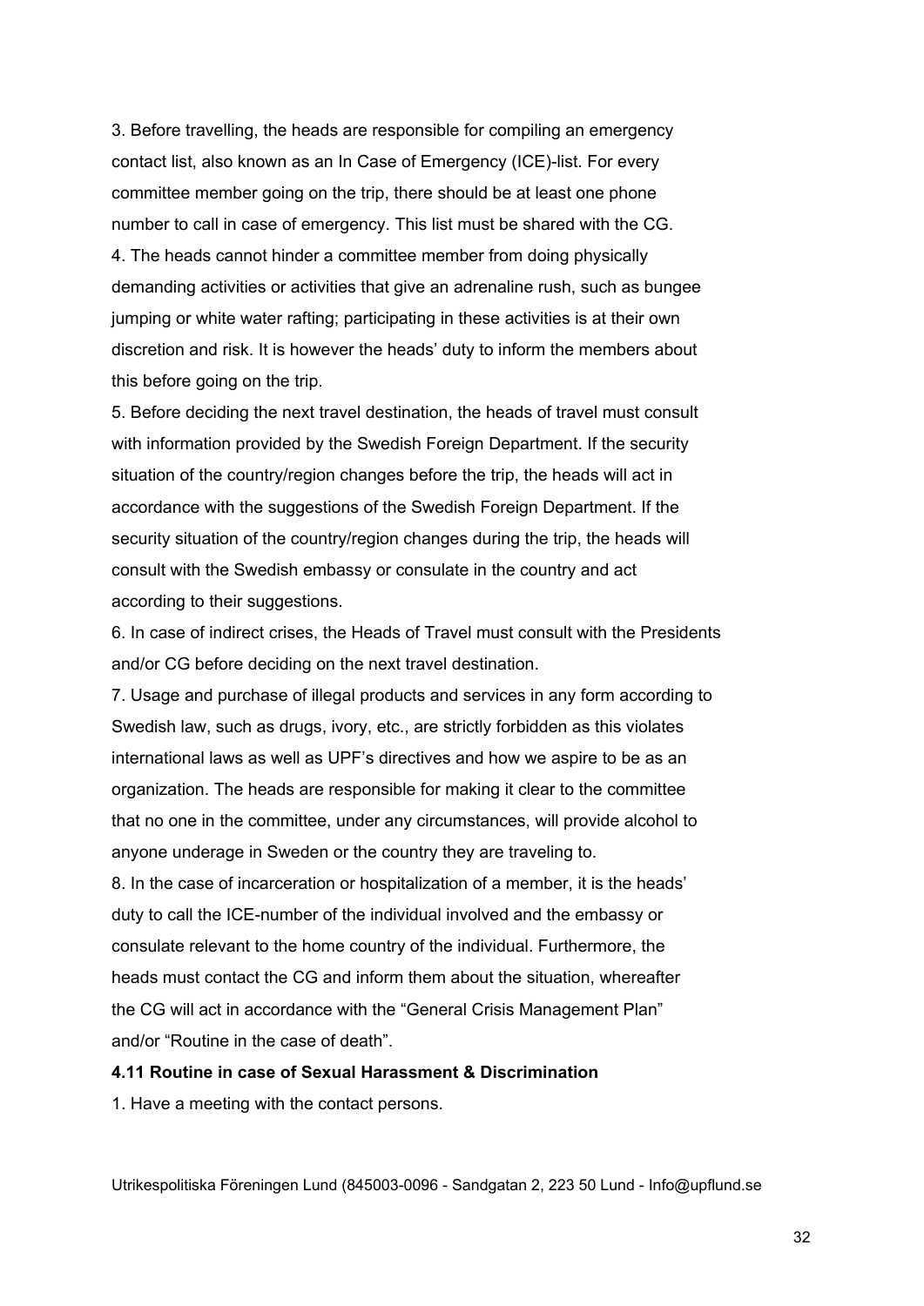3. Before travelling, the heads are responsible for compiling an emergency contact list, also known as an In Case of Emergency (ICE)-list. For every committee member going on the trip, there should be at least one phone number to call in case of emergency. This list must be shared with the CG.

4. The heads cannot hinder a committee member from doing physically demanding activities or activities that give an adrenaline rush, such as bungee jumping or white water rafting; participating in these activities is at their own discretion and risk. It is however the heads' duty to inform the members about this before going on the trip.

5. Before deciding the next travel destination, the heads of travel must consult with information provided by the Swedish Foreign Department. If the security situation of the country/region changes before the trip, the heads will act in accordance with the suggestions of the Swedish Foreign Department. If the security situation of the country/region changes during the trip, the heads will consult with the Swedish embassy or consulate in the country and act according to their suggestions.

6. In case of indirect crises, the Heads of Travel must consult with the Presidents and/or CG before deciding on the next travel destination.

7. Usage and purchase of illegal products and services in any form according to Swedish law, such as drugs, ivory, etc., are strictly forbidden as this violates international laws as well as UPF's directives and how we aspire to be as an organization. The heads are responsible for making it clear to the committee that no one in the committee, under any circumstances, will provide alcohol to anyone underage in Sweden or the country they are traveling to.

8. In the case of incarceration or hospitalization of a member, it is the heads' duty to call the ICE-number of the individual involved and the embassy or consulate relevant to the home country of the individual. Furthermore, the heads must contact the CG and inform them about the situation, whereafter the CG will act in accordance with the "General Crisis Management Plan" and/or "Routine in the case of death".

**4.11 Routine in case of Sexual Harassment & Discrimination**

1. Have a meeting with the contact persons.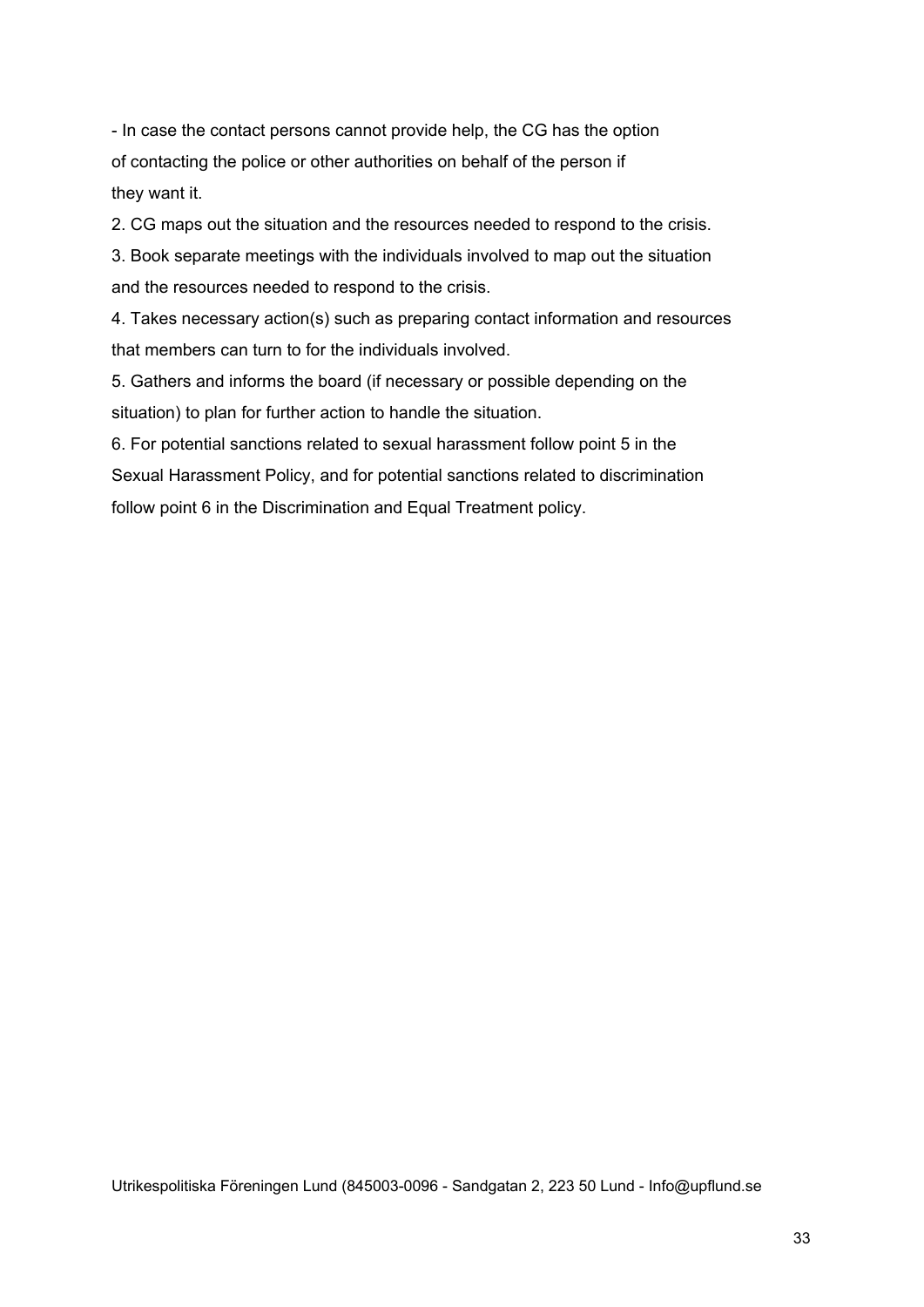- In case the contact persons cannot provide help, the CG has the option of contacting the police or other authorities on behalf of the person if they want it.

2. CG maps out the situation and the resources needed to respond to the crisis.
3. Book separate meetings with the individuals involved to map out the situation and the resources needed to respond to the crisis.
4. Takes necessary action(s) such as preparing contact information and resources that members can turn to for the individuals involved.
5. Gathers and informs the board (if necessary or possible depending on the situation) to plan for further action to handle the situation.
6. For potential sanctions related to sexual harassment follow point 5 in the Sexual Harassment Policy, and for potential sanctions related to discrimination follow point 6 in the Discrimination and Equal Treatment policy.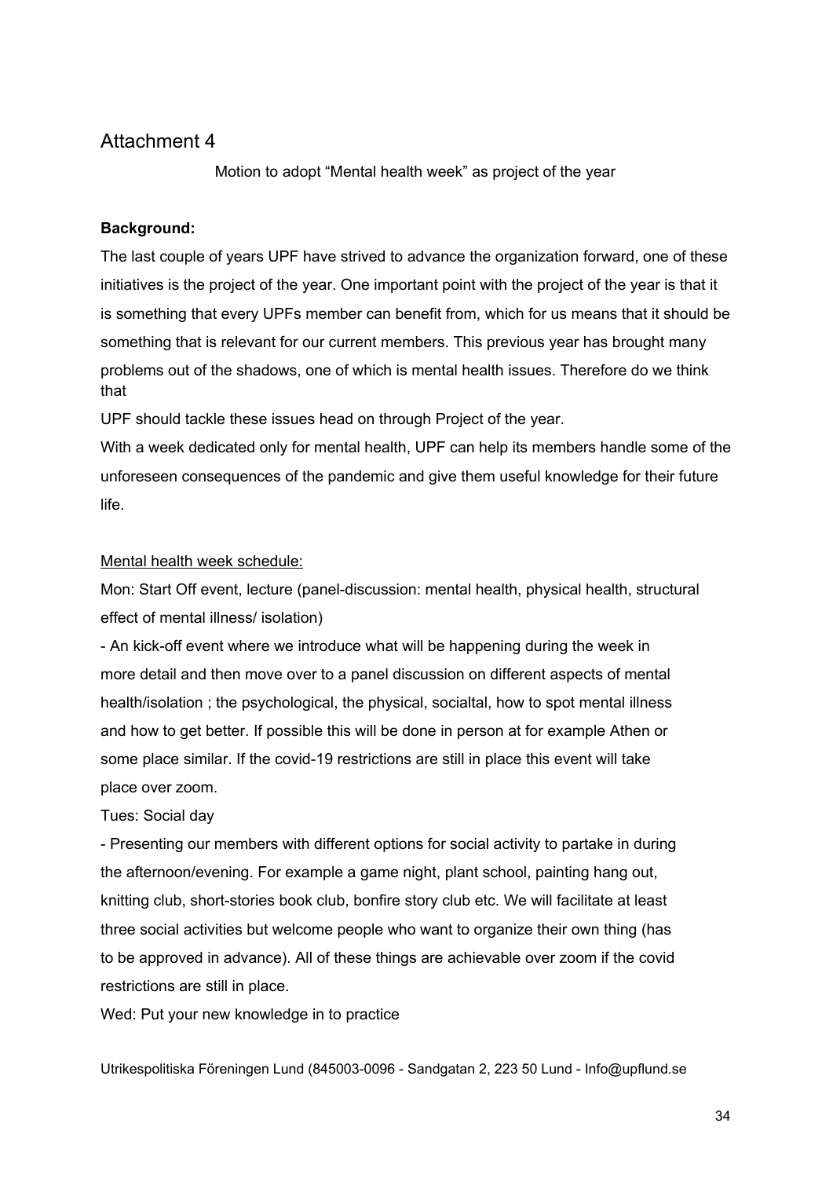# Attachment 4

Motion to adopt "Mental health week" as project of the year

**Background:**

The last couple of years UPF have strived to advance the organization forward, one of these initiatives is the project of the year. One important point with the project of the year is that it is something that every UPFs member can benefit from, which for us means that it should be something that is relevant for our current members. This previous year has brought many problems out of the shadows, one of which is mental health issues. Therefore do we think that

UPF should tackle these issues head on through Project of the year.

With a week dedicated only for mental health, UPF can help its members handle some of the unforeseen consequences of the pandemic and give them useful knowledge for their future life.

<u>Mental health week schedule:</u>

Mon: Start Off event, lecture (panel-discussion: mental health, physical health, structural effect of mental illness/ isolation)

- An kick-off event where we introduce what will be happening during the week in more detail and then move over to a panel discussion on different aspects of mental health/isolation ; the psychological, the physical, socialtal, how to spot mental illness and how to get better. If possible this will be done in person at for example Athen or some place similar. If the covid-19 restrictions are still in place this event will take place over zoom.

Tues: Social day

- Presenting our members with different options for social activity to partake in during the afternoon/evening. For example a game night, plant school, painting hang out, knitting club, short-stories book club, bonfire story club etc. We will facilitate at least three social activities but welcome people who want to organize their own thing (has to be approved in advance). All of these things are achievable over zoom if the covid restrictions are still in place.

Wed: Put your new knowledge in to practice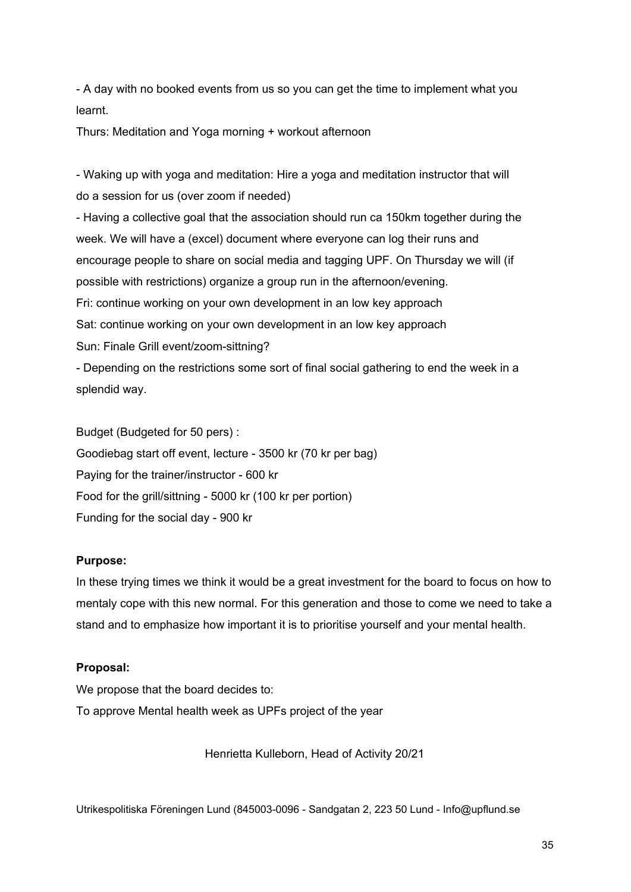- A day with no booked events from us so you can get the time to implement what you learnt.

Thurs: Meditation and Yoga morning + workout afternoon

- Waking up with yoga and meditation: Hire a yoga and meditation instructor that will do a session for us (over zoom if needed)
- Having a collective goal that the association should run ca 150km together during the week. We will have a (excel) document where everyone can log their runs and encourage people to share on social media and tagging UPF. On Thursday we will (if possible with restrictions) organize a group run in the afternoon/evening.

Fri: continue working on your own development in an low key approach

Sat: continue working on your own development in an low key approach

Sun: Finale Grill event/zoom-sittning?

- Depending on the restrictions some sort of final social gathering to end the week in a splendid way.

Budget (Budgeted for 50 pers) :

Goodiebag start off event, lecture - 3500 kr (70 kr per bag)

Paying for the trainer/instructor - 600 kr

Food for the grill/sittning - 5000 kr (100 kr per portion)

Funding for the social day - 900 kr

**Purpose:**

In these trying times we think it would be a great investment for the board to focus on how to mentaly cope with this new normal. For this generation and those to come we need to take a stand and to emphasize how important it is to prioritise yourself and your mental health.

**Proposal:**

We propose that the board decides to:

To approve Mental health week as UPFs project of the year

Henrietta Kulleborn, Head of Activity 20/21

Utrikespolitiska Föreningen Lund (845003-0096 - Sandgatan 2, 223 50 Lund - Info@upflund.se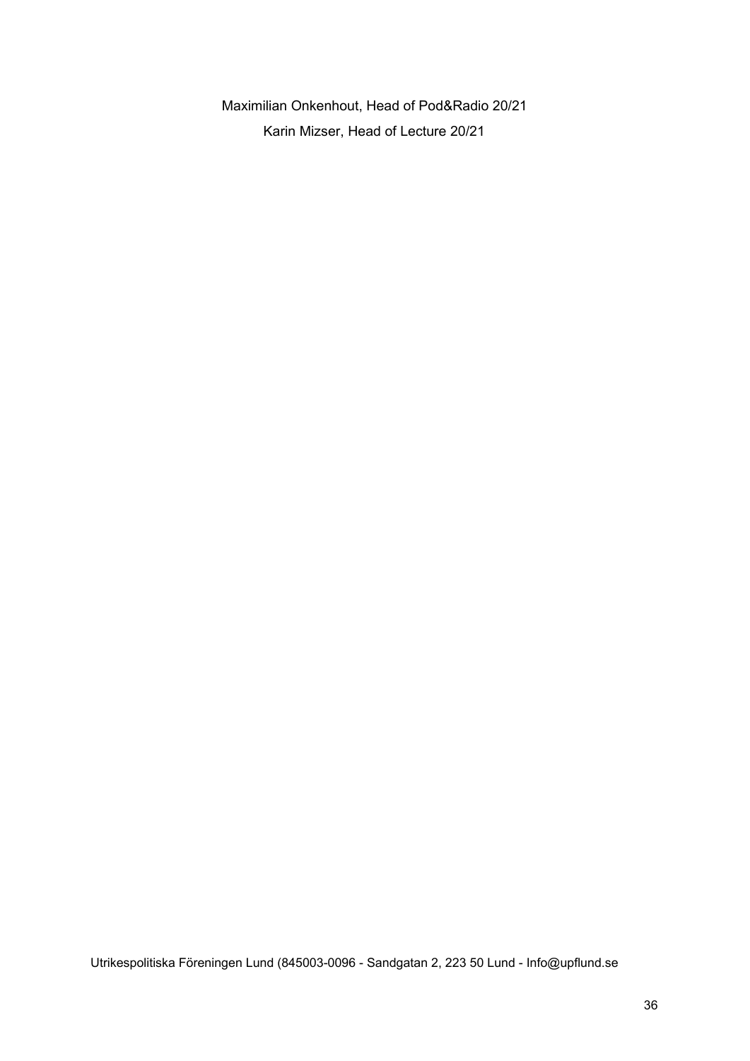Maximilian Onkenhout, Head of Pod&Radio 20/21

Karin Mizser, Head of Lecture 20/21